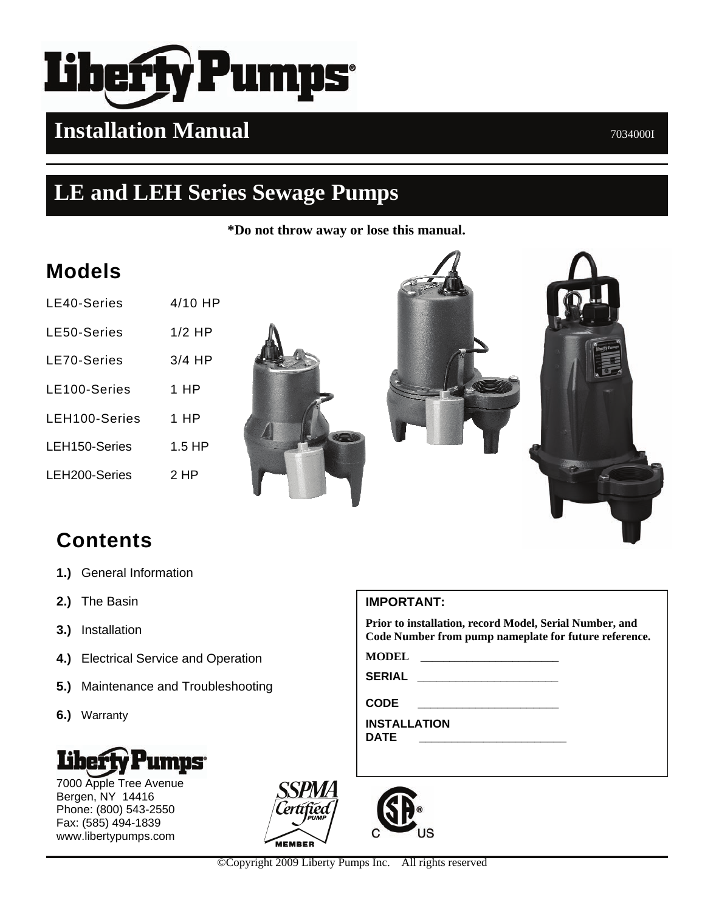# Liberty Pumps®

## Installation Manual

7034000I

# LE and LEH Series Sewage Pumps

**\*Do not throw away or lose this manual.**

## Models

| | |
|---|---|
| LE40-Series | 4/10 HP |
| LE50-Series | 1/2 HP |
| LE70-Series | 3/4 HP |
| LE100-Series | 1 HP |
| LEH100-Series | 1 HP |
| LEH150-Series | 1.5 HP |
| LEH200-Series | 2 HP |

## Contents

1. General Information
2. The Basin
3. Installation
4. Electrical Service and Operation
5. Maintenance and Troubleshooting
6. Warranty

**IMPORTANT:**

**Prior to installation, record Model, Serial Number, and Code Number from pump nameplate for future reference.**

**MODEL** ______________________

**SERIAL** ______________________

**CODE** ______________________

**INSTALLATION DATE** ______________________

Liberty Pumps®
7000 Apple Tree Avenue
Bergen, NY 14416
Phone: (800) 543-2550
Fax: (585) 494-1839
www.libertypumps.com

SSPMA Certified Pump MEMBER

©Copyright 2009 Liberty Pumps Inc. All rights reserved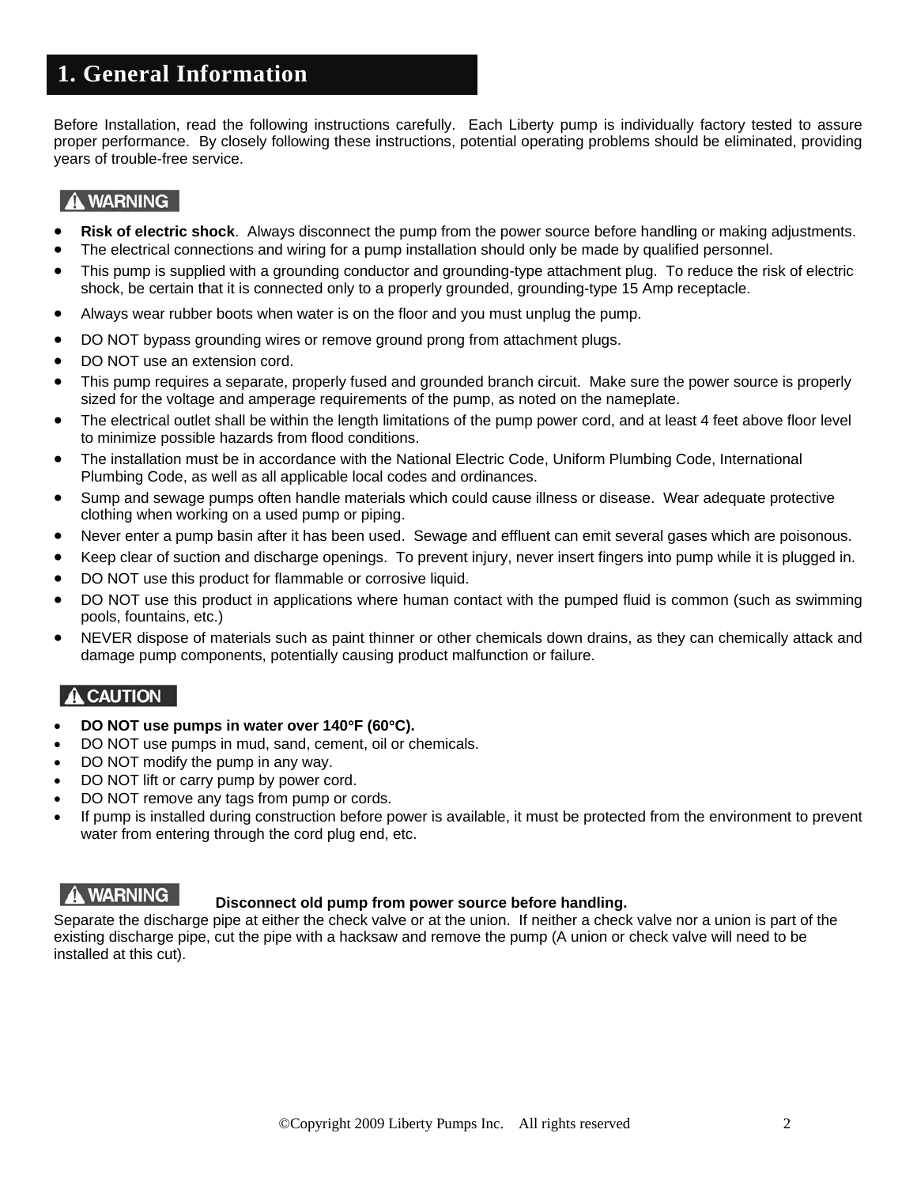# 1. General Information

Before Installation, read the following instructions carefully. Each Liberty pump is individually factory tested to assure proper performance. By closely following these instructions, potential operating problems should be eliminated, providing years of trouble-free service.

**⚠ WARNING**

- **Risk of electric shock**. Always disconnect the pump from the power source before handling or making adjustments.
- The electrical connections and wiring for a pump installation should only be made by qualified personnel.
- This pump is supplied with a grounding conductor and grounding-type attachment plug. To reduce the risk of electric shock, be certain that it is connected only to a properly grounded, grounding-type 15 Amp receptacle.
- Always wear rubber boots when water is on the floor and you must unplug the pump.
- DO NOT bypass grounding wires or remove ground prong from attachment plugs.
- DO NOT use an extension cord.
- This pump requires a separate, properly fused and grounded branch circuit. Make sure the power source is properly sized for the voltage and amperage requirements of the pump, as noted on the nameplate.
- The electrical outlet shall be within the length limitations of the pump power cord, and at least 4 feet above floor level to minimize possible hazards from flood conditions.
- The installation must be in accordance with the National Electric Code, Uniform Plumbing Code, International Plumbing Code, as well as all applicable local codes and ordinances.
- Sump and sewage pumps often handle materials which could cause illness or disease. Wear adequate protective clothing when working on a used pump or piping.
- Never enter a pump basin after it has been used. Sewage and effluent can emit several gases which are poisonous.
- Keep clear of suction and discharge openings. To prevent injury, never insert fingers into pump while it is plugged in.
- DO NOT use this product for flammable or corrosive liquid.
- DO NOT use this product in applications where human contact with the pumped fluid is common (such as swimming pools, fountains, etc.)
- NEVER dispose of materials such as paint thinner or other chemicals down drains, as they can chemically attack and damage pump components, potentially causing product malfunction or failure.

**⚠ CAUTION**

- **DO NOT use pumps in water over 140°F (60°C).**
- DO NOT use pumps in mud, sand, cement, oil or chemicals.
- DO NOT modify the pump in any way.
- DO NOT lift or carry pump by power cord.
- DO NOT remove any tags from pump or cords.
- If pump is installed during construction before power is available, it must be protected from the environment to prevent water from entering through the cord plug end, etc.

**⚠ WARNING** **Disconnect old pump from power source before handling.**

Separate the discharge pipe at either the check valve or at the union. If neither a check valve nor a union is part of the existing discharge pipe, cut the pipe with a hacksaw and remove the pump (A union or check valve will need to be installed at this cut).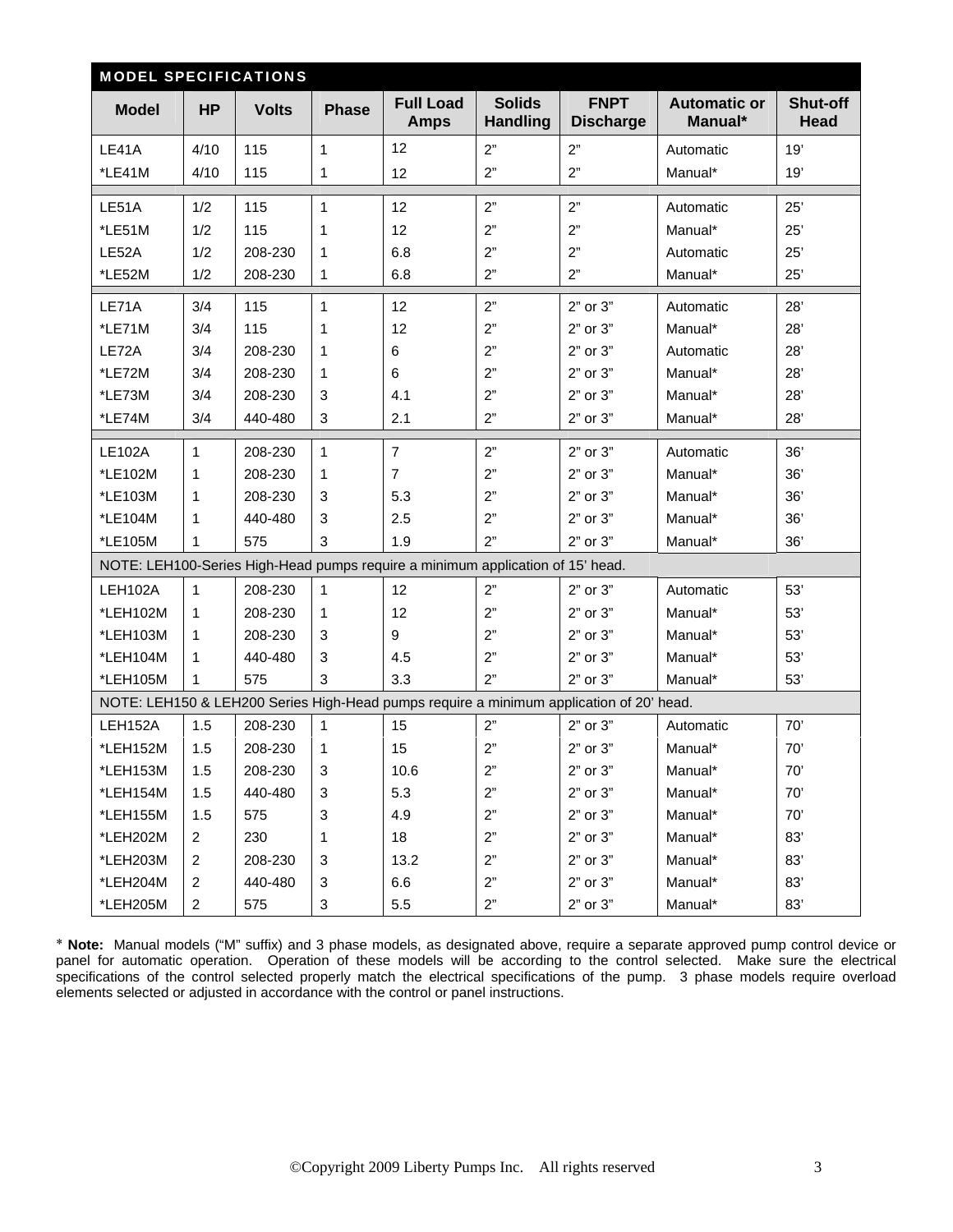## MODEL SPECIFICATIONS

| Model | HP | Volts | Phase | Full Load Amps | Solids Handling | FNPT Discharge | Automatic or Manual* | Shut-off Head |
|---|---|---|---|---|---|---|---|---|
| LE41A | 4/10 | 115 | 1 | 12 | 2” | 2” | Automatic | 19’ |
| *LE41M | 4/10 | 115 | 1 | 12 | 2” | 2” | Manual* | 19’ |
| LE51A | 1/2 | 115 | 1 | 12 | 2” | 2” | Automatic | 25’ |
| *LE51M | 1/2 | 115 | 1 | 12 | 2” | 2” | Manual* | 25’ |
| LE52A | 1/2 | 208-230 | 1 | 6.8 | 2” | 2” | Automatic | 25’ |
| *LE52M | 1/2 | 208-230 | 1 | 6.8 | 2” | 2” | Manual* | 25’ |
| LE71A | 3/4 | 115 | 1 | 12 | 2” | 2” or 3” | Automatic | 28’ |
| *LE71M | 3/4 | 115 | 1 | 12 | 2” | 2” or 3” | Manual* | 28’ |
| LE72A | 3/4 | 208-230 | 1 | 6 | 2” | 2” or 3” | Automatic | 28’ |
| *LE72M | 3/4 | 208-230 | 1 | 6 | 2” | 2” or 3” | Manual* | 28’ |
| *LE73M | 3/4 | 208-230 | 3 | 4.1 | 2” | 2” or 3” | Manual* | 28’ |
| *LE74M | 3/4 | 440-480 | 3 | 2.1 | 2” | 2” or 3” | Manual* | 28’ |
| LE102A | 1 | 208-230 | 1 | 7 | 2” | 2” or 3” | Automatic | 36’ |
| *LE102M | 1 | 208-230 | 1 | 7 | 2” | 2” or 3” | Manual* | 36’ |
| *LE103M | 1 | 208-230 | 3 | 5.3 | 2” | 2” or 3” | Manual* | 36’ |
| *LE104M | 1 | 440-480 | 3 | 2.5 | 2” | 2” or 3” | Manual* | 36’ |
| *LE105M | 1 | 575 | 3 | 1.9 | 2” | 2” or 3” | Manual* | 36’ |
| NOTE: LEH100-Series High-Head pumps require a minimum application of 15’ head. | | | | | | | | |
| LEH102A | 1 | 208-230 | 1 | 12 | 2” | 2” or 3” | Automatic | 53’ |
| *LEH102M | 1 | 208-230 | 1 | 12 | 2” | 2” or 3” | Manual* | 53’ |
| *LEH103M | 1 | 208-230 | 3 | 9 | 2” | 2” or 3” | Manual* | 53’ |
| *LEH104M | 1 | 440-480 | 3 | 4.5 | 2” | 2” or 3” | Manual* | 53’ |
| *LEH105M | 1 | 575 | 3 | 3.3 | 2” | 2” or 3” | Manual* | 53’ |
| NOTE: LEH150 & LEH200 Series High-Head pumps require a minimum application of 20’ head. | | | | | | | | |
| LEH152A | 1.5 | 208-230 | 1 | 15 | 2” | 2” or 3” | Automatic | 70’ |
| *LEH152M | 1.5 | 208-230 | 1 | 15 | 2” | 2” or 3” | Manual* | 70’ |
| *LEH153M | 1.5 | 208-230 | 3 | 10.6 | 2” | 2” or 3” | Manual* | 70’ |
| *LEH154M | 1.5 | 440-480 | 3 | 5.3 | 2” | 2” or 3” | Manual* | 70’ |
| *LEH155M | 1.5 | 575 | 3 | 4.9 | 2” | 2” or 3” | Manual* | 70’ |
| *LEH202M | 2 | 230 | 1 | 18 | 2” | 2” or 3” | Manual* | 83’ |
| *LEH203M | 2 | 208-230 | 3 | 13.2 | 2” | 2” or 3” | Manual* | 83’ |
| *LEH204M | 2 | 440-480 | 3 | 6.6 | 2” | 2” or 3” | Manual* | 83’ |
| *LEH205M | 2 | 575 | 3 | 5.5 | 2” | 2” or 3” | Manual* | 83’ |

* **Note:** Manual models (“M” suffix) and 3 phase models, as designated above, require a separate approved pump control device or panel for automatic operation. Operation of these models will be according to the control selected. Make sure the electrical specifications of the control selected properly match the electrical specifications of the pump. 3 phase models require overload elements selected or adjusted in accordance with the control or panel instructions.

©Copyright 2009 Liberty Pumps Inc. All rights reserved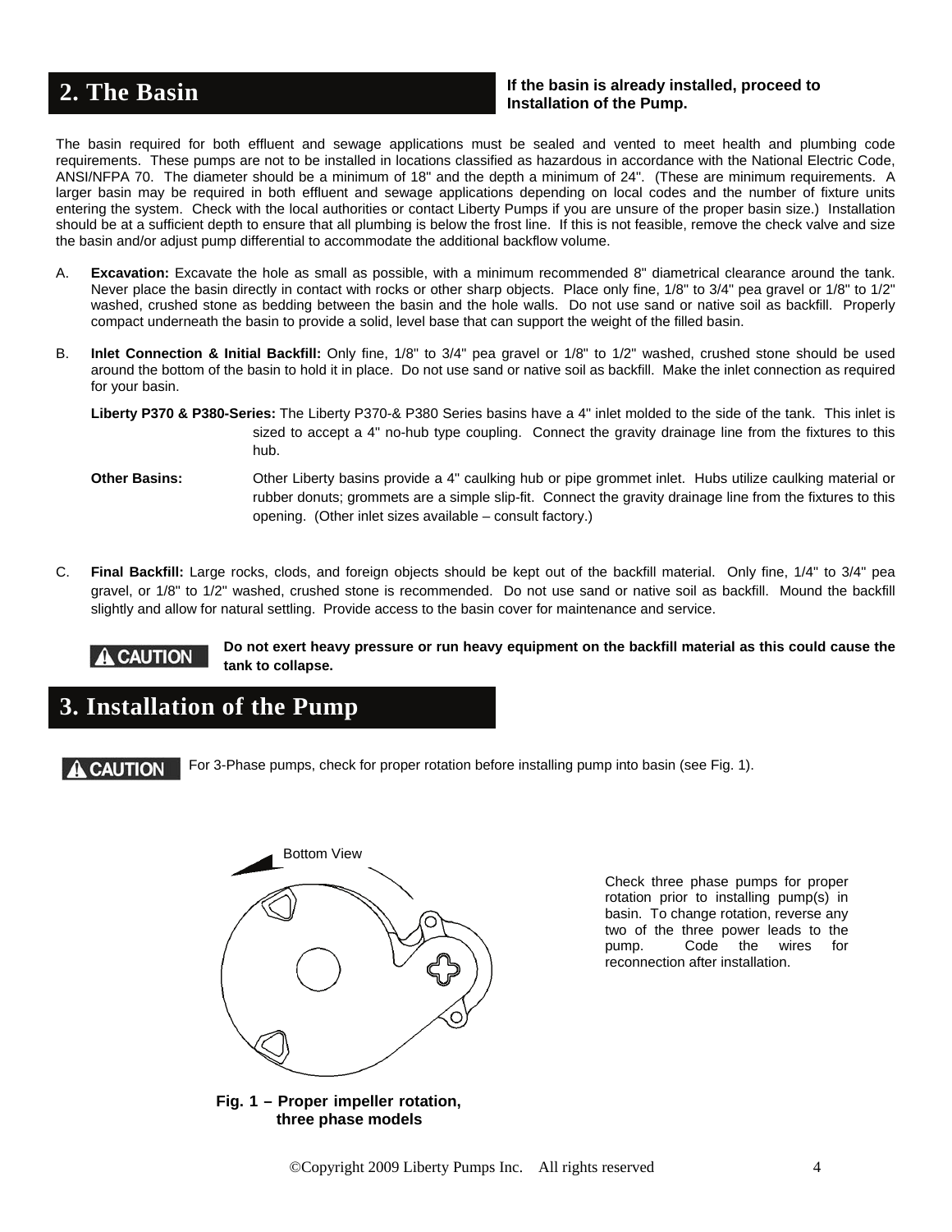## 2. The Basin

**If the basin is already installed, proceed to Installation of the Pump.**

The basin required for both effluent and sewage applications must be sealed and vented to meet health and plumbing code requirements. These pumps are not to be installed in locations classified as hazardous in accordance with the National Electric Code, ANSI/NFPA 70. The diameter should be a minimum of 18" and the depth a minimum of 24". (These are minimum requirements. A larger basin may be required in both effluent and sewage applications depending on local codes and the number of fixture units entering the system. Check with the local authorities or contact Liberty Pumps if you are unsure of the proper basin size.) Installation should be at a sufficient depth to ensure that all plumbing is below the frost line. If this is not feasible, remove the check valve and size the basin and/or adjust pump differential to accommodate the additional backflow volume.

A. **Excavation:** Excavate the hole as small as possible, with a minimum recommended 8" diametrical clearance around the tank. Never place the basin directly in contact with rocks or other sharp objects. Place only fine, 1/8" to 3/4" pea gravel or 1/8" to 1/2" washed, crushed stone as bedding between the basin and the hole walls. Do not use sand or native soil as backfill. Properly compact underneath the basin to provide a solid, level base that can support the weight of the filled basin.

B. **Inlet Connection & Initial Backfill:** Only fine, 1/8" to 3/4" pea gravel or 1/8" to 1/2" washed, crushed stone should be used around the bottom of the basin to hold it in place. Do not use sand or native soil as backfill. Make the inlet connection as required for your basin.

**Liberty P370 & P380-Series:** The Liberty P370-& P380 Series basins have a 4" inlet molded to the side of the tank. This inlet is sized to accept a 4" no-hub type coupling. Connect the gravity drainage line from the fixtures to this hub.

**Other Basins:** Other Liberty basins provide a 4" caulking hub or pipe grommet inlet. Hubs utilize caulking material or rubber donuts; grommets are a simple slip-fit. Connect the gravity drainage line from the fixtures to this opening. (Other inlet sizes available – consult factory.)

C. **Final Backfill:** Large rocks, clods, and foreign objects should be kept out of the backfill material. Only fine, 1/4" to 3/4" pea gravel, or 1/8" to 1/2" washed, crushed stone is recommended. Do not use sand or native soil as backfill. Mound the backfill slightly and allow for natural settling. Provide access to the basin cover for maintenance and service.

**⚠ CAUTION** **Do not exert heavy pressure or run heavy equipment on the backfill material as this could cause the tank to collapse.**

## 3. Installation of the Pump

**⚠ CAUTION** For 3-Phase pumps, check for proper rotation before installing pump into basin (see Fig. 1).

Bottom View

Check three phase pumps for proper rotation prior to installing pump(s) in basin. To change rotation, reverse any two of the three power leads to the pump. Code the wires for reconnection after installation.

**Fig. 1 – Proper impeller rotation, three phase models**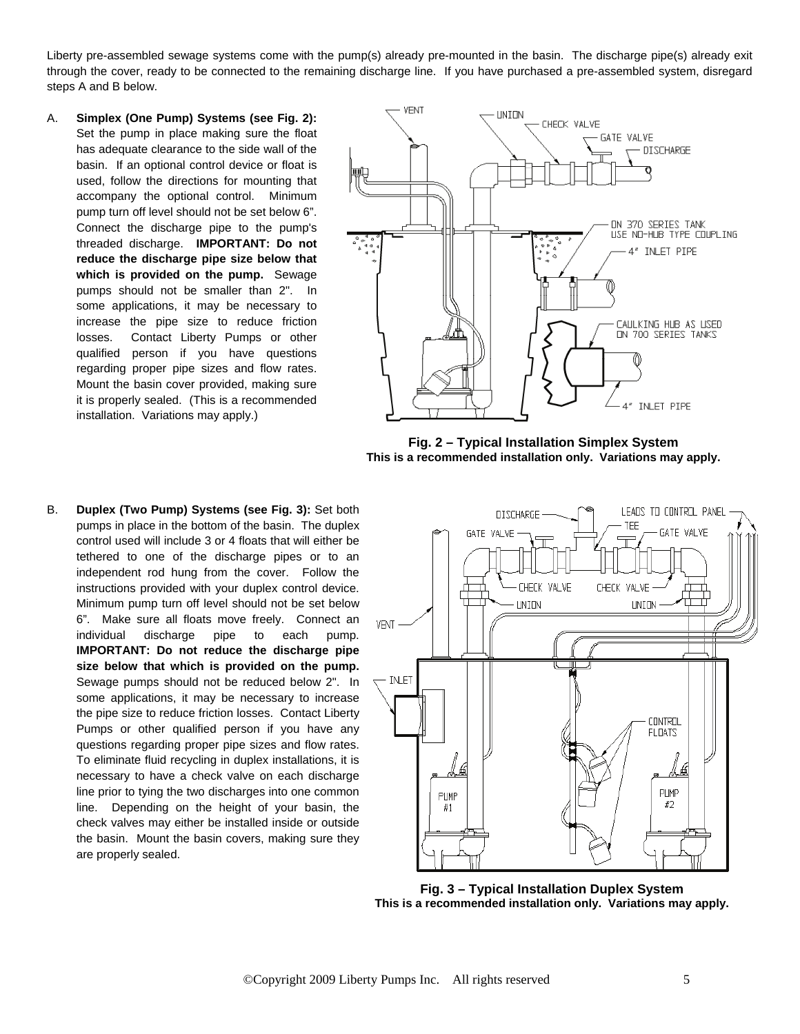Liberty pre-assembled sewage systems come with the pump(s) already pre-mounted in the basin. The discharge pipe(s) already exit through the cover, ready to be connected to the remaining discharge line. If you have purchased a pre-assembled system, disregard steps A and B below.

A. **Simplex (One Pump) Systems (see Fig. 2):** Set the pump in place making sure the float has adequate clearance to the side wall of the basin. If an optional control device or float is used, follow the directions for mounting that accompany the optional control. Minimum pump turn off level should not be set below 6”. Connect the discharge pipe to the pump's threaded discharge. **IMPORTANT: Do not reduce the discharge pipe size below that which is provided on the pump.** Sewage pumps should not be smaller than 2". In some applications, it may be necessary to increase the pipe size to reduce friction losses. Contact Liberty Pumps or other qualified person if you have questions regarding proper pipe sizes and flow rates. Mount the basin cover provided, making sure it is properly sealed. (This is a recommended installation. Variations may apply.)

**Fig. 2 – Typical Installation Simplex System**
**This is a recommended installation only. Variations may apply.**

B. **Duplex (Two Pump) Systems (see Fig. 3):** Set both pumps in place in the bottom of the basin. The duplex control used will include 3 or 4 floats that will either be tethered to one of the discharge pipes or to an independent rod hung from the cover. Follow the instructions provided with your duplex control device. Minimum pump turn off level should not be set below 6”. Make sure all floats move freely. Connect an individual discharge pipe to each pump. **IMPORTANT: Do not reduce the discharge pipe size below that which is provided on the pump.** Sewage pumps should not be reduced below 2". In some applications, it may be necessary to increase the pipe size to reduce friction losses. Contact Liberty Pumps or other qualified person if you have any questions regarding proper pipe sizes and flow rates. To eliminate fluid recycling in duplex installations, it is necessary to have a check valve on each discharge line prior to tying the two discharges into one common line. Depending on the height of your basin, the check valves may either be installed inside or outside the basin. Mount the basin covers, making sure they are properly sealed.

**Fig. 3 – Typical Installation Duplex System**
**This is a recommended installation only. Variations may apply.**

©Copyright 2009 Liberty Pumps Inc. All rights reserved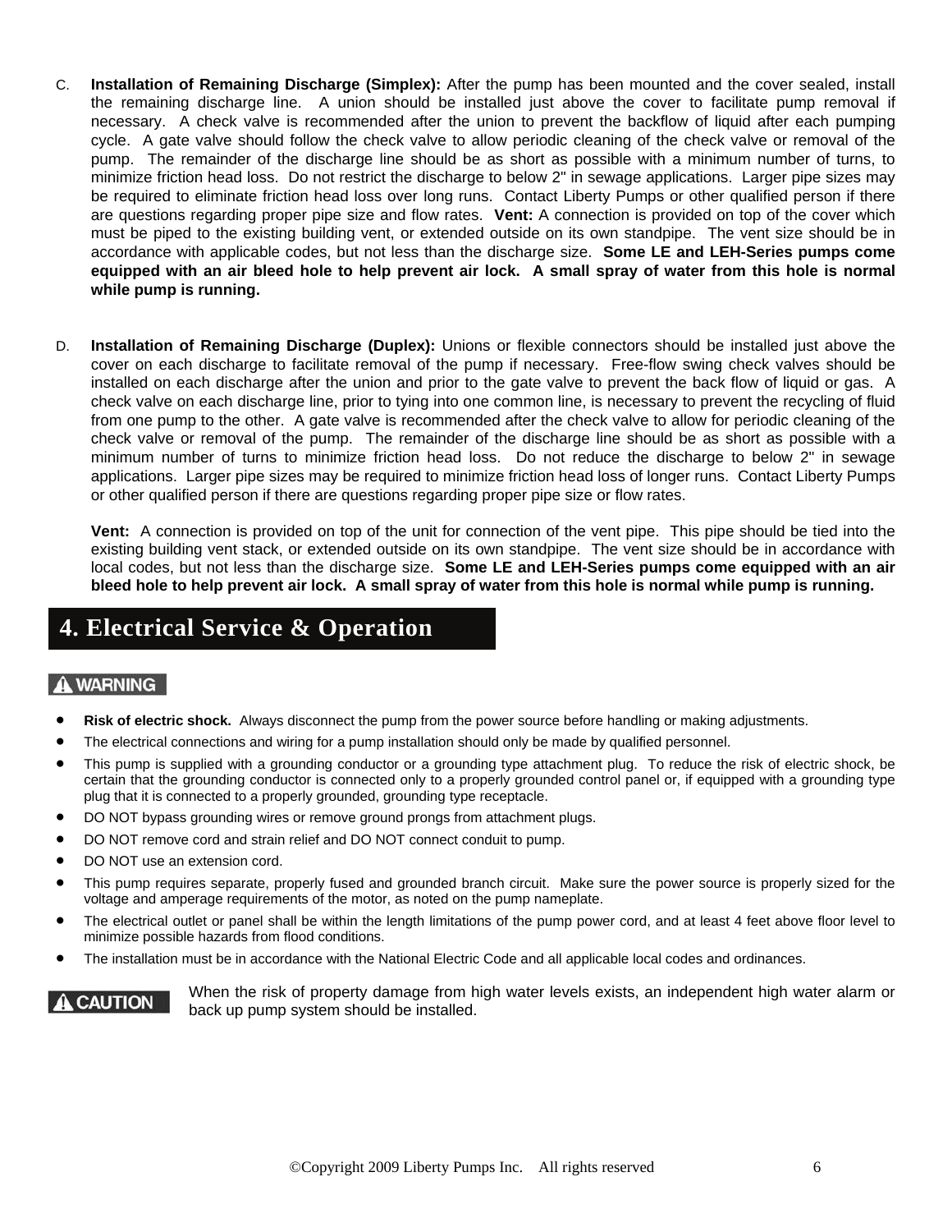C. **Installation of Remaining Discharge (Simplex):** After the pump has been mounted and the cover sealed, install the remaining discharge line. A union should be installed just above the cover to facilitate pump removal if necessary. A check valve is recommended after the union to prevent the backflow of liquid after each pumping cycle. A gate valve should follow the check valve to allow periodic cleaning of the check valve or removal of the pump. The remainder of the discharge line should be as short as possible with a minimum number of turns, to minimize friction head loss. Do not restrict the discharge to below 2" in sewage applications. Larger pipe sizes may be required to eliminate friction head loss over long runs. Contact Liberty Pumps or other qualified person if there are questions regarding proper pipe size and flow rates. **Vent:** A connection is provided on top of the cover which must be piped to the existing building vent, or extended outside on its own standpipe. The vent size should be in accordance with applicable codes, but not less than the discharge size. **Some LE and LEH-Series pumps come equipped with an air bleed hole to help prevent air lock. A small spray of water from this hole is normal while pump is running.**

D. **Installation of Remaining Discharge (Duplex):** Unions or flexible connectors should be installed just above the cover on each discharge to facilitate removal of the pump if necessary. Free-flow swing check valves should be installed on each discharge after the union and prior to the gate valve to prevent the back flow of liquid or gas. A check valve on each discharge line, prior to tying into one common line, is necessary to prevent the recycling of fluid from one pump to the other. A gate valve is recommended after the check valve to allow for periodic cleaning of the check valve or removal of the pump. The remainder of the discharge line should be as short as possible with a minimum number of turns to minimize friction head loss. Do not reduce the discharge to below 2" in sewage applications. Larger pipe sizes may be required to minimize friction head loss of longer runs. Contact Liberty Pumps or other qualified person if there are questions regarding proper pipe size or flow rates.

**Vent:** A connection is provided on top of the unit for connection of the vent pipe. This pipe should be tied into the existing building vent stack, or extended outside on its own standpipe. The vent size should be in accordance with local codes, but not less than the discharge size. **Some LE and LEH-Series pumps come equipped with an air bleed hole to help prevent air lock. A small spray of water from this hole is normal while pump is running.**

## 4. Electrical Service & Operation

**⚠ WARNING**

- **Risk of electric shock.** Always disconnect the pump from the power source before handling or making adjustments.
- The electrical connections and wiring for a pump installation should only be made by qualified personnel.
- This pump is supplied with a grounding conductor or a grounding type attachment plug. To reduce the risk of electric shock, be certain that the grounding conductor is connected only to a properly grounded control panel or, if equipped with a grounding type plug that it is connected to a properly grounded, grounding type receptacle.
- DO NOT bypass grounding wires or remove ground prongs from attachment plugs.
- DO NOT remove cord and strain relief and DO NOT connect conduit to pump.
- DO NOT use an extension cord.
- This pump requires separate, properly fused and grounded branch circuit. Make sure the power source is properly sized for the voltage and amperage requirements of the motor, as noted on the pump nameplate.
- The electrical outlet or panel shall be within the length limitations of the pump power cord, and at least 4 feet above floor level to minimize possible hazards from flood conditions.
- The installation must be in accordance with the National Electric Code and all applicable local codes and ordinances.

**⚠ CAUTION** When the risk of property damage from high water levels exists, an independent high water alarm or back up pump system should be installed.

©Copyright 2009 Liberty Pumps Inc. All rights reserved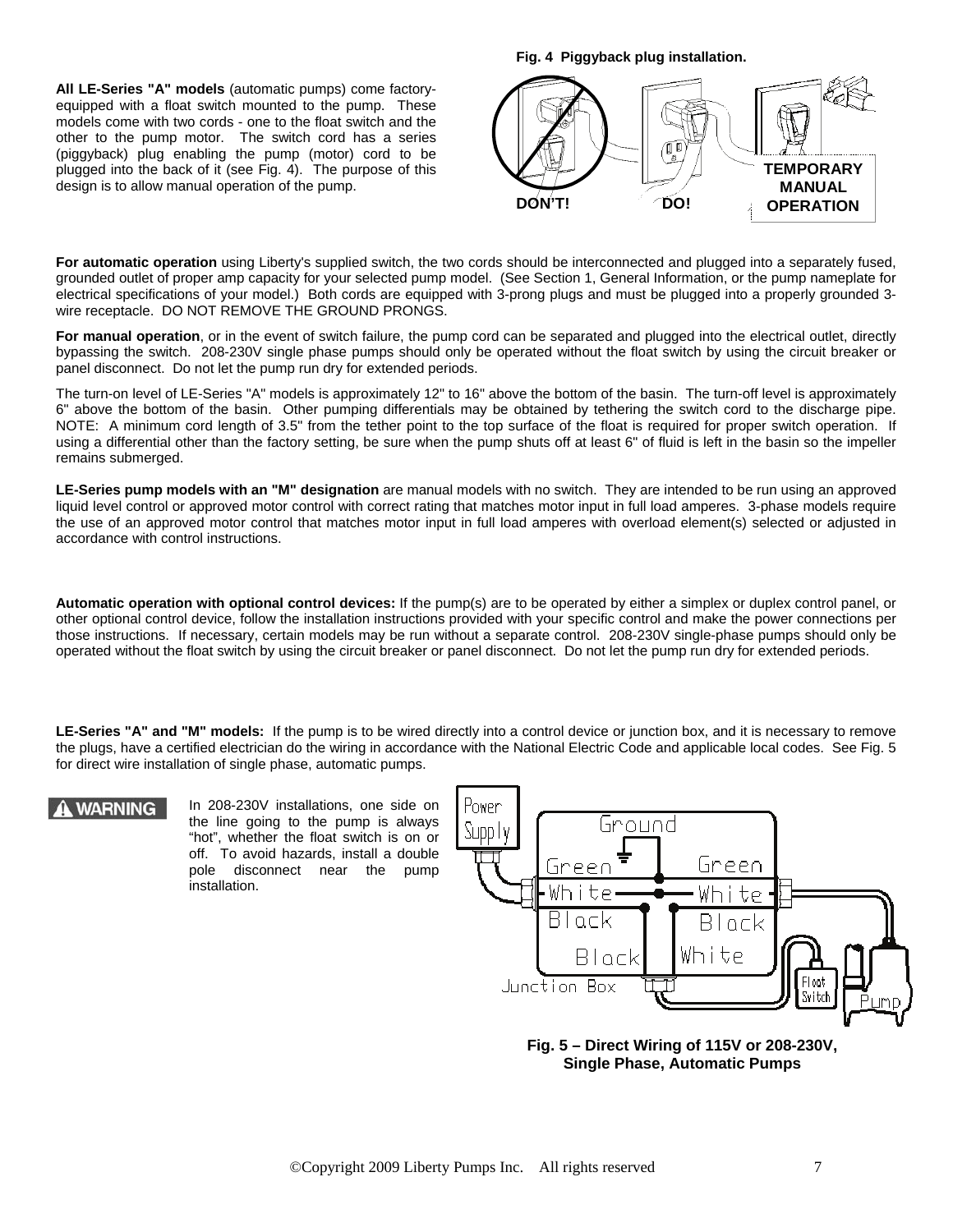**All LE-Series "A" models** (automatic pumps) come factory-equipped with a float switch mounted to the pump. These models come with two cords - one to the float switch and the other to the pump motor. The switch cord has a series (piggyback) plug enabling the pump (motor) cord to be plugged into the back of it (see Fig. 4). The purpose of this design is to allow manual operation of the pump.

**Fig. 4 Piggyback plug installation.**

**For automatic operation** using Liberty's supplied switch, the two cords should be interconnected and plugged into a separately fused, grounded outlet of proper amp capacity for your selected pump model. (See Section 1, General Information, or the pump nameplate for electrical specifications of your model.) Both cords are equipped with 3-prong plugs and must be plugged into a properly grounded 3-wire receptacle. DO NOT REMOVE THE GROUND PRONGS.

**For manual operation**, or in the event of switch failure, the pump cord can be separated and plugged into the electrical outlet, directly bypassing the switch. 208-230V single phase pumps should only be operated without the float switch by using the circuit breaker or panel disconnect. Do not let the pump run dry for extended periods.

The turn-on level of LE-Series "A" models is approximately 12" to 16" above the bottom of the basin. The turn-off level is approximately 6" above the bottom of the basin. Other pumping differentials may be obtained by tethering the switch cord to the discharge pipe. NOTE: A minimum cord length of 3.5" from the tether point to the top surface of the float is required for proper switch operation. If using a differential other than the factory setting, be sure when the pump shuts off at least 6" of fluid is left in the basin so the impeller remains submerged.

**LE-Series pump models with an "M" designation** are manual models with no switch. They are intended to be run using an approved liquid level control or approved motor control with correct rating that matches motor input in full load amperes. 3-phase models require the use of an approved motor control that matches motor input in full load amperes with overload element(s) selected or adjusted in accordance with control instructions.

**Automatic operation with optional control devices:** If the pump(s) are to be operated by either a simplex or duplex control panel, or other optional control device, follow the installation instructions provided with your specific control and make the power connections per those instructions. If necessary, certain models may be run without a separate control. 208-230V single-phase pumps should only be operated without the float switch by using the circuit breaker or panel disconnect. Do not let the pump run dry for extended periods.

**LE-Series "A" and "M" models:** If the pump is to be wired directly into a control device or junction box, and it is necessary to remove the plugs, have a certified electrician do the wiring in accordance with the National Electric Code and applicable local codes. See Fig. 5 for direct wire installation of single phase, automatic pumps.

**⚠ WARNING** In 208-230V installations, one side on the line going to the pump is always "hot", whether the float switch is on or off. To avoid hazards, install a double pole disconnect near the pump installation.

**Fig. 5 – Direct Wiring of 115V or 208-230V, Single Phase, Automatic Pumps**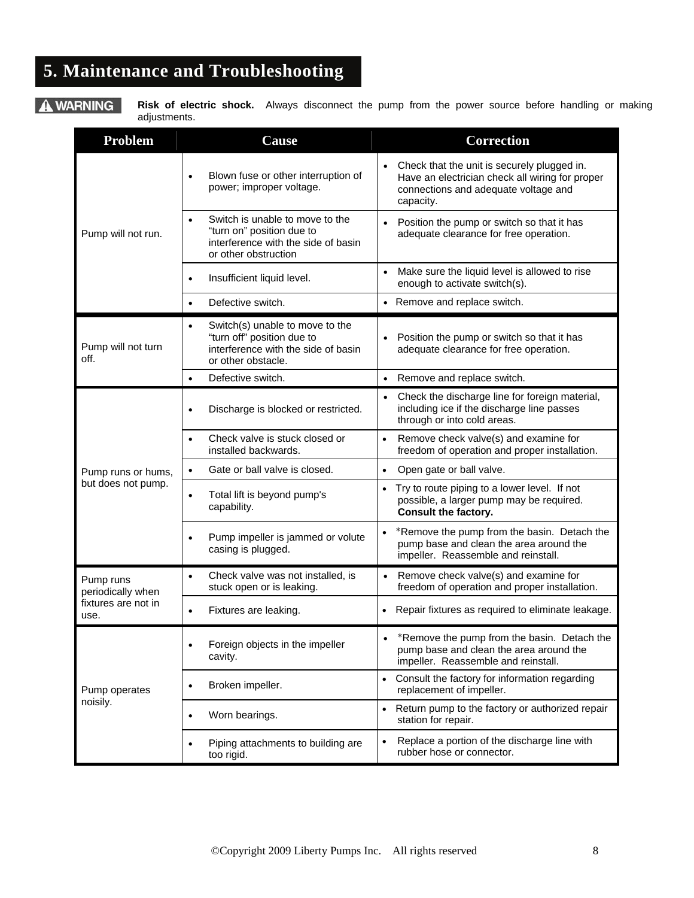# 5. Maintenance and Troubleshooting

**⚠ WARNING** **Risk of electric shock.** Always disconnect the pump from the power source before handling or making adjustments.

| Problem | Cause | Correction |
|---|---|---|
| Pump will not run. | • Blown fuse or other interruption of power; improper voltage. | • Check that the unit is securely plugged in. Have an electrician check all wiring for proper connections and adequate voltage and capacity. |
| | • Switch is unable to move to the "turn on" position due to interference with the side of basin or other obstruction | • Position the pump or switch so that it has adequate clearance for free operation. |
| | • Insufficient liquid level. | • Make sure the liquid level is allowed to rise enough to activate switch(s). |
| | • Defective switch. | • Remove and replace switch. |
| Pump will not turn off. | • Switch(s) unable to move to the "turn off" position due to interference with the side of basin or other obstacle. | • Position the pump or switch so that it has adequate clearance for free operation. |
| | • Defective switch. | • Remove and replace switch. |
| Pump runs or hums, but does not pump. | • Discharge is blocked or restricted. | • Check the discharge line for foreign material, including ice if the discharge line passes through or into cold areas. |
| | • Check valve is stuck closed or installed backwards. | • Remove check valve(s) and examine for freedom of operation and proper installation. |
| | • Gate or ball valve is closed. | • Open gate or ball valve. |
| | • Total lift is beyond pump's capability. | • Try to route piping to a lower level. If not possible, a larger pump may be required. **Consult the factory.** |
| | • Pump impeller is jammed or volute casing is plugged. | • *Remove the pump from the basin. Detach the pump base and clean the area around the impeller. Reassemble and reinstall. |
| Pump runs periodically when fixtures are not in use. | • Check valve was not installed, is stuck open or is leaking. | • Remove check valve(s) and examine for freedom of operation and proper installation. |
| | • Fixtures are leaking. | • Repair fixtures as required to eliminate leakage. |
| Pump operates noisily. | • Foreign objects in the impeller cavity. | • *Remove the pump from the basin. Detach the pump base and clean the area around the impeller. Reassemble and reinstall. |
| | • Broken impeller. | • Consult the factory for information regarding replacement of impeller. |
| | • Worn bearings. | • Return pump to the factory or authorized repair station for repair. |
| | • Piping attachments to building are too rigid. | • Replace a portion of the discharge line with rubber hose or connector. |

©Copyright 2009 Liberty Pumps Inc. All rights reserved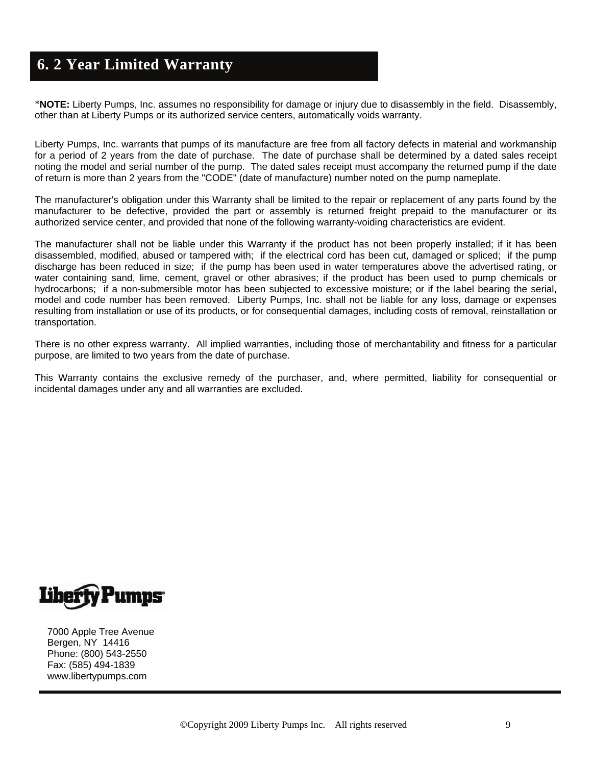# 6. 2 Year Limited Warranty

***NOTE:** Liberty Pumps, Inc. assumes no responsibility for damage or injury due to disassembly in the field. Disassembly, other than at Liberty Pumps or its authorized service centers, automatically voids warranty.

Liberty Pumps, Inc. warrants that pumps of its manufacture are free from all factory defects in material and workmanship for a period of 2 years from the date of purchase. The date of purchase shall be determined by a dated sales receipt noting the model and serial number of the pump. The dated sales receipt must accompany the returned pump if the date of return is more than 2 years from the "CODE" (date of manufacture) number noted on the pump nameplate.

The manufacturer's obligation under this Warranty shall be limited to the repair or replacement of any parts found by the manufacturer to be defective, provided the part or assembly is returned freight prepaid to the manufacturer or its authorized service center, and provided that none of the following warranty-voiding characteristics are evident.

The manufacturer shall not be liable under this Warranty if the product has not been properly installed; if it has been disassembled, modified, abused or tampered with; if the electrical cord has been cut, damaged or spliced; if the pump discharge has been reduced in size; if the pump has been used in water temperatures above the advertised rating, or water containing sand, lime, cement, gravel or other abrasives; if the product has been used to pump chemicals or hydrocarbons; if a non-submersible motor has been subjected to excessive moisture; or if the label bearing the serial, model and code number has been removed. Liberty Pumps, Inc. shall not be liable for any loss, damage or expenses resulting from installation or use of its products, or for consequential damages, including costs of removal, reinstallation or transportation.

There is no other express warranty. All implied warranties, including those of merchantability and fitness for a particular purpose, are limited to two years from the date of purchase.

This Warranty contains the exclusive remedy of the purchaser, and, where permitted, liability for consequential or incidental damages under any and all warranties are excluded.

Liberty Pumps®

7000 Apple Tree Avenue
Bergen, NY 14416
Phone: (800) 543-2550
Fax: (585) 494-1839
www.libertypumps.com

©Copyright 2009 Liberty Pumps Inc. All rights reserved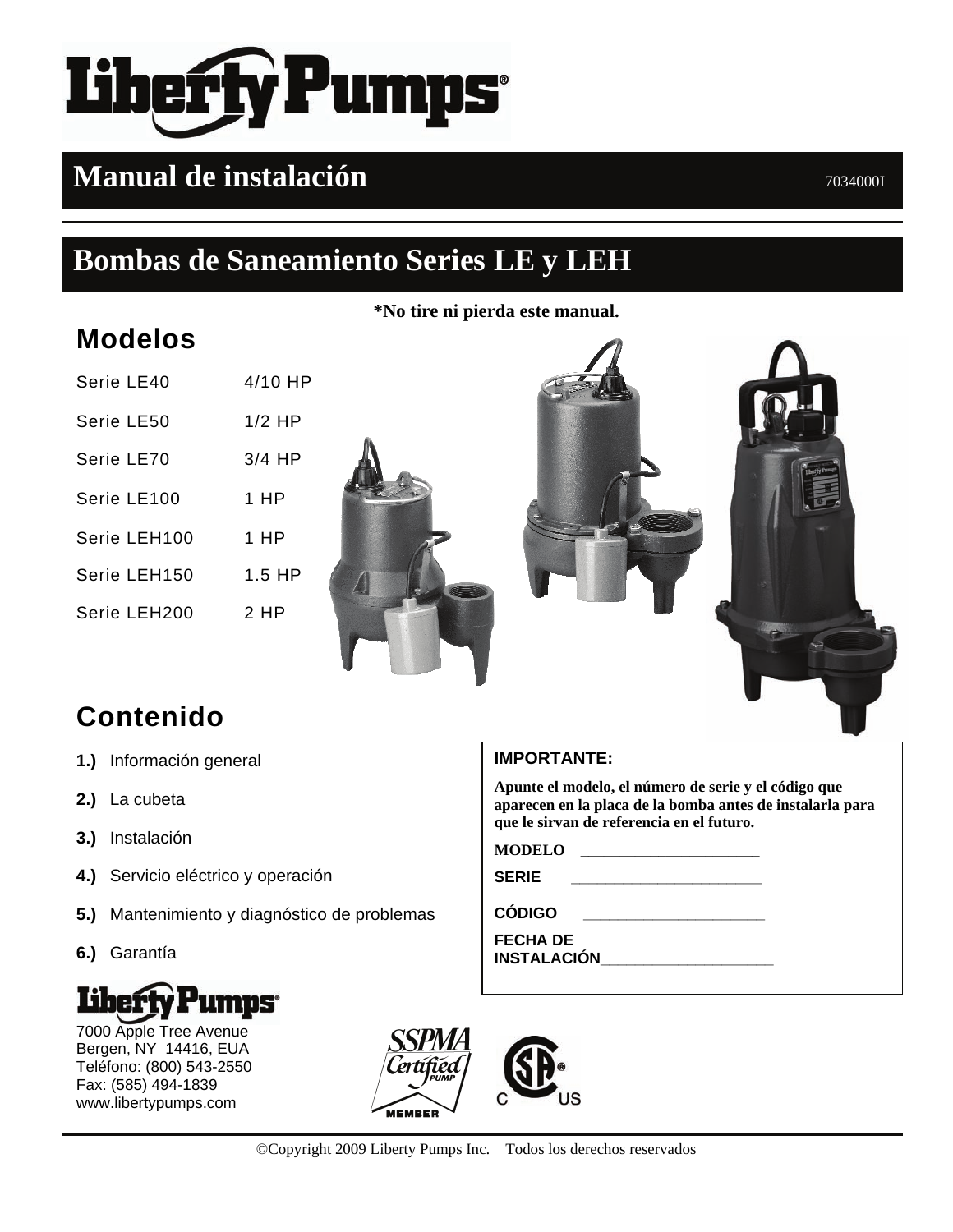# Manual de instalación

7034000I

## Bombas de Saneamiento Series LE y LEH

**\*No tire ni pierda este manual.**

## Modelos

| | |
|---|---|
| Serie LE40 | 4/10 HP |
| Serie LE50 | 1/2 HP |
| Serie LE70 | 3/4 HP |
| Serie LE100 | 1 HP |
| Serie LEH100 | 1 HP |
| Serie LEH150 | 1.5 HP |
| Serie LEH200 | 2 HP |

## Contenido

1. **1.)** Información general
2. **2.)** La cubeta
3. **3.)** Instalación
4. **4.)** Servicio eléctrico y operación
5. **5.)** Mantenimiento y diagnóstico de problemas
6. **6.)** Garantía

**IMPORTANTE:**

**Apunte el modelo, el número de serie y el código que aparecen en la placa de la bomba antes de instalarla para que le sirvan de referencia en el futuro.**

**MODELO** ______________________

**SERIE** ______________________

**CÓDIGO** ______________________

**FECHA DE INSTALACIÓN**____________________

Liberty Pumps
7000 Apple Tree Avenue
Bergen, NY 14416, EUA
Teléfono: (800) 543-2550
Fax: (585) 494-1839
www.libertypumps.com

©Copyright 2009 Liberty Pumps Inc. Todos los derechos reservados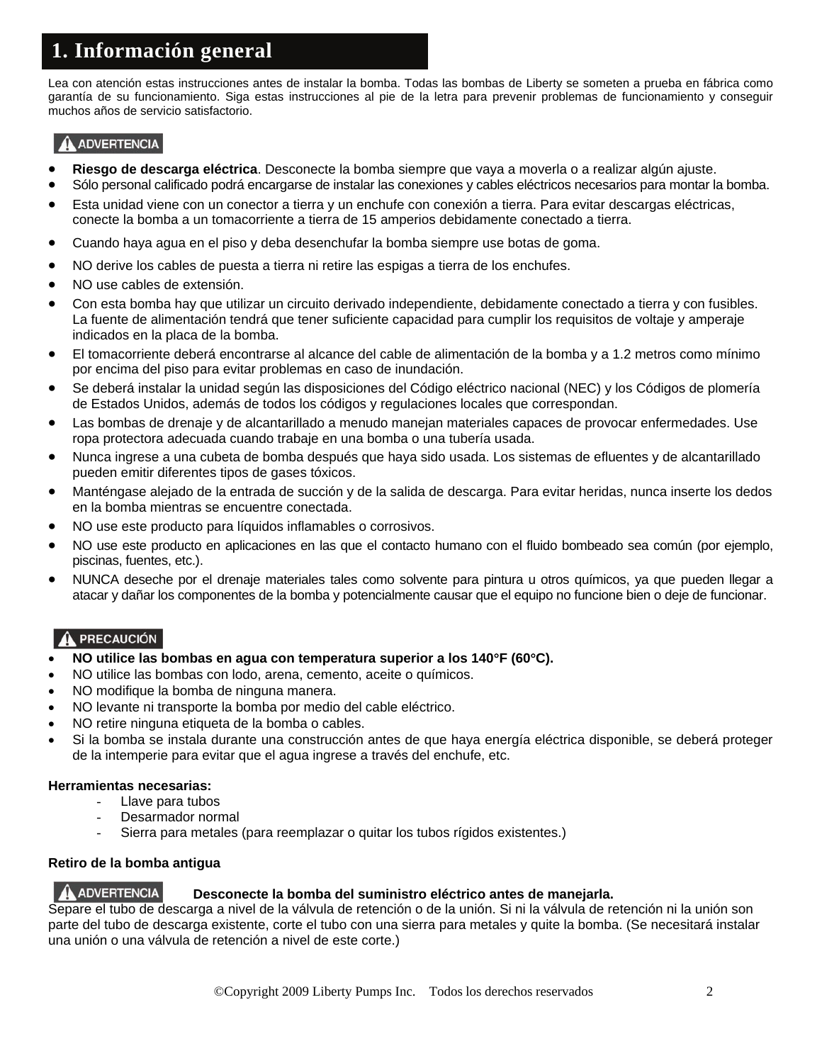## 1. Información general

Lea con atención estas instrucciones antes de instalar la bomba. Todas las bombas de Liberty se someten a prueba en fábrica como garantía de su funcionamiento. Siga estas instrucciones al pie de la letra para prevenir problemas de funcionamiento y conseguir muchos años de servicio satisfactorio.

**⚠ ADVERTENCIA**

- **Riesgo de descarga eléctrica**. Desconecte la bomba siempre que vaya a moverla o a realizar algún ajuste.
- Sólo personal calificado podrá encargarse de instalar las conexiones y cables eléctricos necesarios para montar la bomba.
- Esta unidad viene con un conector a tierra y un enchufe con conexión a tierra. Para evitar descargas eléctricas, conecte la bomba a un tomacorriente a tierra de 15 amperios debidamente conectado a tierra.
- Cuando haya agua en el piso y deba desenchufar la bomba siempre use botas de goma.
- NO derive los cables de puesta a tierra ni retire las espigas a tierra de los enchufes.
- NO use cables de extensión.
- Con esta bomba hay que utilizar un circuito derivado independiente, debidamente conectado a tierra y con fusibles. La fuente de alimentación tendrá que tener suficiente capacidad para cumplir los requisitos de voltaje y amperaje indicados en la placa de la bomba.
- El tomacorriente deberá encontrarse al alcance del cable de alimentación de la bomba y a 1.2 metros como mínimo por encima del piso para evitar problemas en caso de inundación.
- Se deberá instalar la unidad según las disposiciones del Código eléctrico nacional (NEC) y los Códigos de plomería de Estados Unidos, además de todos los códigos y regulaciones locales que correspondan.
- Las bombas de drenaje y de alcantarillado a menudo manejan materiales capaces de provocar enfermedades. Use ropa protectora adecuada cuando trabaje en una bomba o una tubería usada.
- Nunca ingrese a una cubeta de bomba después que haya sido usada. Los sistemas de efluentes y de alcantarillado pueden emitir diferentes tipos de gases tóxicos.
- Manténgase alejado de la entrada de succión y de la salida de descarga. Para evitar heridas, nunca inserte los dedos en la bomba mientras se encuentre conectada.
- NO use este producto para líquidos inflamables o corrosivos.
- NO use este producto en aplicaciones en las que el contacto humano con el fluido bombeado sea común (por ejemplo, piscinas, fuentes, etc.).
- NUNCA deseche por el drenaje materiales tales como solvente para pintura u otros químicos, ya que pueden llegar a atacar y dañar los componentes de la bomba y potencialmente causar que el equipo no funcione bien o deje de funcionar.

**⚠ PRECAUCIÓN**

- **NO utilice las bombas en agua con temperatura superior a los 140°F (60°C).**
- NO utilice las bombas con lodo, arena, cemento, aceite o químicos.
- NO modifique la bomba de ninguna manera.
- NO levante ni transporte la bomba por medio del cable eléctrico.
- NO retire ninguna etiqueta de la bomba o cables.
- Si la bomba se instala durante una construcción antes de que haya energía eléctrica disponible, se deberá proteger de la intemperie para evitar que el agua ingrese a través del enchufe, etc.

**Herramientas necesarias:**

- Llave para tubos
- Desarmador normal
- Sierra para metales (para reemplazar o quitar los tubos rígidos existentes.)

**Retiro de la bomba antigua**

**⚠ ADVERTENCIA** **Desconecte la bomba del suministro eléctrico antes de manejarla.**
Separe el tubo de descarga a nivel de la válvula de retención o de la unión. Si ni la válvula de retención ni la unión son parte del tubo de descarga existente, corte el tubo con una sierra para metales y quite la bomba. (Se necesitará instalar una unión o una válvula de retención a nivel de este corte.)

©Copyright 2009 Liberty Pumps Inc. Todos los derechos reservados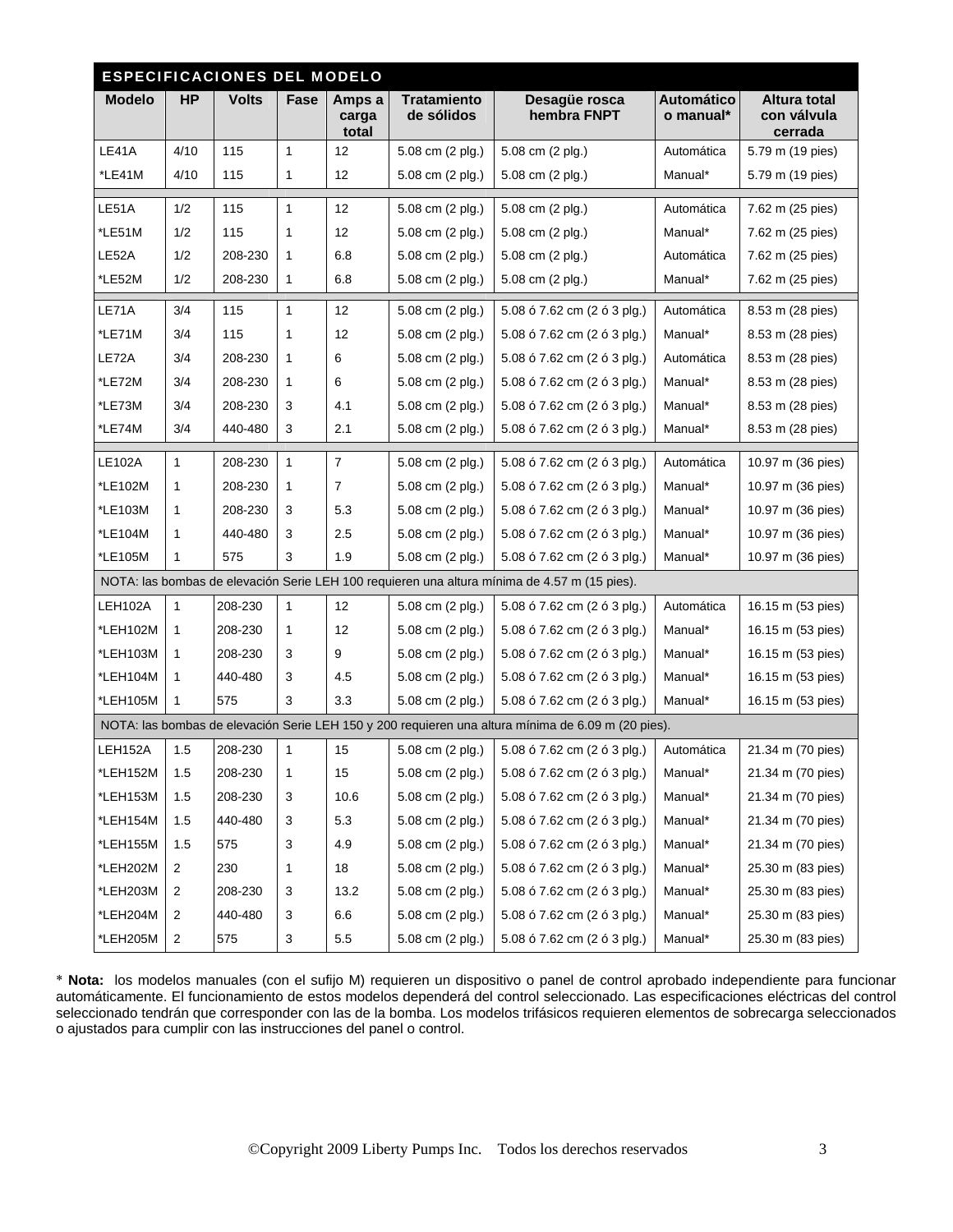## ESPECIFICACIONES DEL MODELO

| Modelo | HP | Volts | Fase | Amps a carga total | Tratamiento de sólidos | Desagüe rosca hembra FNPT | Automático o manual* | Altura total con válvula cerrada |
|---|---|---|---|---|---|---|---|---|
| LE41A | 4/10 | 115 | 1 | 12 | 5.08 cm (2 plg.) | 5.08 cm (2 plg.) | Automática | 5.79 m (19 pies) |
| *LE41M | 4/10 | 115 | 1 | 12 | 5.08 cm (2 plg.) | 5.08 cm (2 plg.) | Manual* | 5.79 m (19 pies) |
| LE51A | 1/2 | 115 | 1 | 12 | 5.08 cm (2 plg.) | 5.08 cm (2 plg.) | Automática | 7.62 m (25 pies) |
| *LE51M | 1/2 | 115 | 1 | 12 | 5.08 cm (2 plg.) | 5.08 cm (2 plg.) | Manual* | 7.62 m (25 pies) |
| LE52A | 1/2 | 208-230 | 1 | 6.8 | 5.08 cm (2 plg.) | 5.08 cm (2 plg.) | Automática | 7.62 m (25 pies) |
| *LE52M | 1/2 | 208-230 | 1 | 6.8 | 5.08 cm (2 plg.) | 5.08 cm (2 plg.) | Manual* | 7.62 m (25 pies) |
| LE71A | 3/4 | 115 | 1 | 12 | 5.08 cm (2 plg.) | 5.08 ó 7.62 cm (2 ó 3 plg.) | Automática | 8.53 m (28 pies) |
| *LE71M | 3/4 | 115 | 1 | 12 | 5.08 cm (2 plg.) | 5.08 ó 7.62 cm (2 ó 3 plg.) | Manual* | 8.53 m (28 pies) |
| LE72A | 3/4 | 208-230 | 1 | 6 | 5.08 cm (2 plg.) | 5.08 ó 7.62 cm (2 ó 3 plg.) | Automática | 8.53 m (28 pies) |
| *LE72M | 3/4 | 208-230 | 1 | 6 | 5.08 cm (2 plg.) | 5.08 ó 7.62 cm (2 ó 3 plg.) | Manual* | 8.53 m (28 pies) |
| *LE73M | 3/4 | 208-230 | 3 | 4.1 | 5.08 cm (2 plg.) | 5.08 ó 7.62 cm (2 ó 3 plg.) | Manual* | 8.53 m (28 pies) |
| *LE74M | 3/4 | 440-480 | 3 | 2.1 | 5.08 cm (2 plg.) | 5.08 ó 7.62 cm (2 ó 3 plg.) | Manual* | 8.53 m (28 pies) |
| LE102A | 1 | 208-230 | 1 | 7 | 5.08 cm (2 plg.) | 5.08 ó 7.62 cm (2 ó 3 plg.) | Automática | 10.97 m (36 pies) |
| *LE102M | 1 | 208-230 | 1 | 7 | 5.08 cm (2 plg.) | 5.08 ó 7.62 cm (2 ó 3 plg.) | Manual* | 10.97 m (36 pies) |
| *LE103M | 1 | 208-230 | 3 | 5.3 | 5.08 cm (2 plg.) | 5.08 ó 7.62 cm (2 ó 3 plg.) | Manual* | 10.97 m (36 pies) |
| *LE104M | 1 | 440-480 | 3 | 2.5 | 5.08 cm (2 plg.) | 5.08 ó 7.62 cm (2 ó 3 plg.) | Manual* | 10.97 m (36 pies) |
| *LE105M | 1 | 575 | 3 | 1.9 | 5.08 cm (2 plg.) | 5.08 ó 7.62 cm (2 ó 3 plg.) | Manual* | 10.97 m (36 pies) |
| NOTA: las bombas de elevación Serie LEH 100 requieren una altura mínima de 4.57 m (15 pies). | | | | | | | | |
| LEH102A | 1 | 208-230 | 1 | 12 | 5.08 cm (2 plg.) | 5.08 ó 7.62 cm (2 ó 3 plg.) | Automática | 16.15 m (53 pies) |
| *LEH102M | 1 | 208-230 | 1 | 12 | 5.08 cm (2 plg.) | 5.08 ó 7.62 cm (2 ó 3 plg.) | Manual* | 16.15 m (53 pies) |
| *LEH103M | 1 | 208-230 | 3 | 9 | 5.08 cm (2 plg.) | 5.08 ó 7.62 cm (2 ó 3 plg.) | Manual* | 16.15 m (53 pies) |
| *LEH104M | 1 | 440-480 | 3 | 4.5 | 5.08 cm (2 plg.) | 5.08 ó 7.62 cm (2 ó 3 plg.) | Manual* | 16.15 m (53 pies) |
| *LEH105M | 1 | 575 | 3 | 3.3 | 5.08 cm (2 plg.) | 5.08 ó 7.62 cm (2 ó 3 plg.) | Manual* | 16.15 m (53 pies) |
| NOTA: las bombas de elevación Serie LEH 150 y 200 requieren una altura mínima de 6.09 m (20 pies). | | | | | | | | |
| LEH152A | 1.5 | 208-230 | 1 | 15 | 5.08 cm (2 plg.) | 5.08 ó 7.62 cm (2 ó 3 plg.) | Automática | 21.34 m (70 pies) |
| *LEH152M | 1.5 | 208-230 | 1 | 15 | 5.08 cm (2 plg.) | 5.08 ó 7.62 cm (2 ó 3 plg.) | Manual* | 21.34 m (70 pies) |
| *LEH153M | 1.5 | 208-230 | 3 | 10.6 | 5.08 cm (2 plg.) | 5.08 ó 7.62 cm (2 ó 3 plg.) | Manual* | 21.34 m (70 pies) |
| *LEH154M | 1.5 | 440-480 | 3 | 5.3 | 5.08 cm (2 plg.) | 5.08 ó 7.62 cm (2 ó 3 plg.) | Manual* | 21.34 m (70 pies) |
| *LEH155M | 1.5 | 575 | 3 | 4.9 | 5.08 cm (2 plg.) | 5.08 ó 7.62 cm (2 ó 3 plg.) | Manual* | 21.34 m (70 pies) |
| *LEH202M | 2 | 230 | 1 | 18 | 5.08 cm (2 plg.) | 5.08 ó 7.62 cm (2 ó 3 plg.) | Manual* | 25.30 m (83 pies) |
| *LEH203M | 2 | 208-230 | 3 | 13.2 | 5.08 cm (2 plg.) | 5.08 ó 7.62 cm (2 ó 3 plg.) | Manual* | 25.30 m (83 pies) |
| *LEH204M | 2 | 440-480 | 3 | 6.6 | 5.08 cm (2 plg.) | 5.08 ó 7.62 cm (2 ó 3 plg.) | Manual* | 25.30 m (83 pies) |
| *LEH205M | 2 | 575 | 3 | 5.5 | 5.08 cm (2 plg.) | 5.08 ó 7.62 cm (2 ó 3 plg.) | Manual* | 25.30 m (83 pies) |

* **Nota:** los modelos manuales (con el sufijo M) requieren un dispositivo o panel de control aprobado independiente para funcionar automáticamente. El funcionamiento de estos modelos dependerá del control seleccionado. Las especificaciones eléctricas del control seleccionado tendrán que corresponder con las de la bomba. Los modelos trifásicos requieren elementos de sobrecarga seleccionados o ajustados para cumplir con las instrucciones del panel o control.

©Copyright 2009 Liberty Pumps Inc. Todos los derechos reservados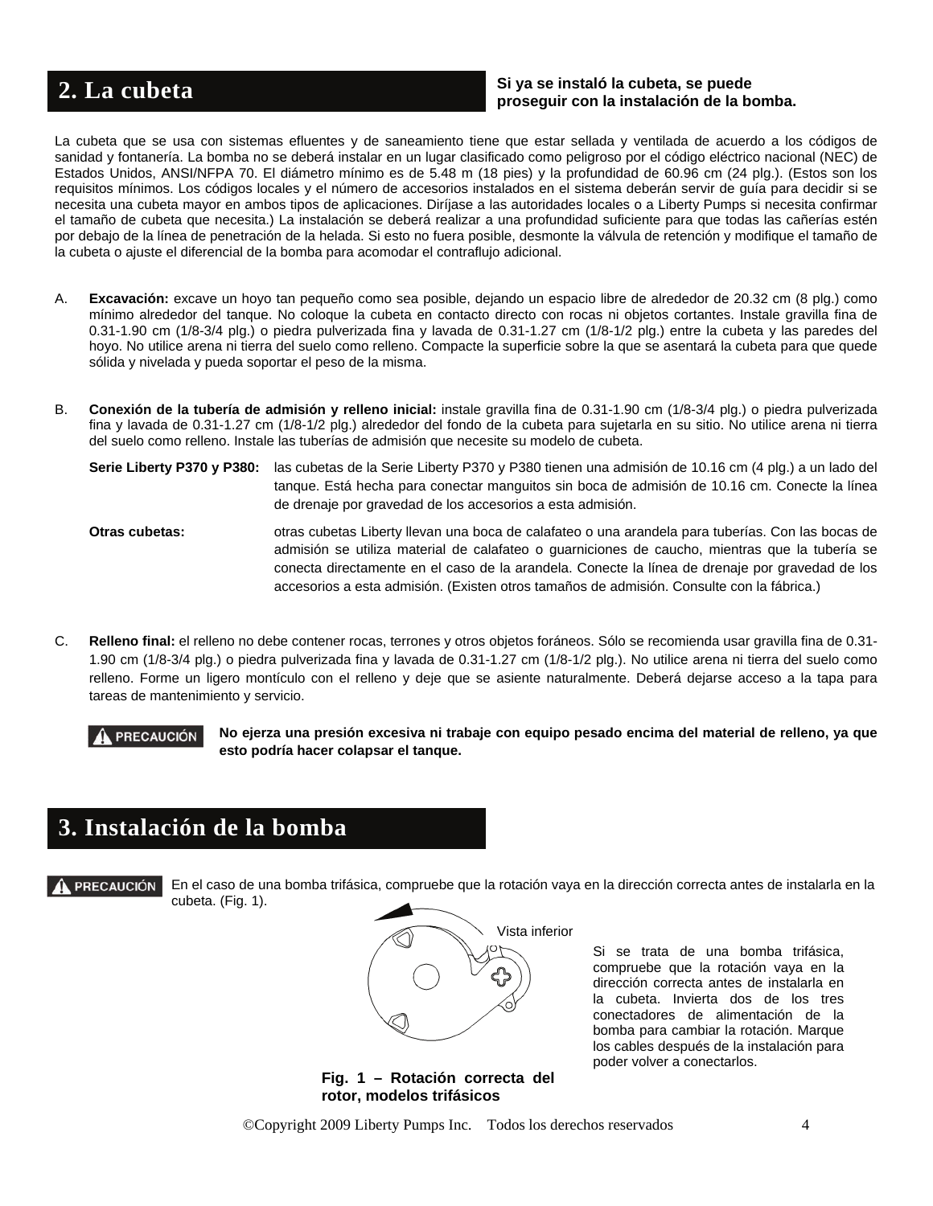## 2. La cubeta

**Si ya se instaló la cubeta, se puede proseguir con la instalación de la bomba.**

La cubeta que se usa con sistemas efluentes y de saneamiento tiene que estar sellada y ventilada de acuerdo a los códigos de sanidad y fontanería. La bomba no se deberá instalar en un lugar clasificado como peligroso por el código eléctrico nacional (NEC) de Estados Unidos, ANSI/NFPA 70. El diámetro mínimo es de 5.48 m (18 pies) y la profundidad de 60.96 cm (24 plg.). (Estos son los requisitos mínimos. Los códigos locales y el número de accesorios instalados en el sistema deberán servir de guía para decidir si se necesita una cubeta mayor en ambos tipos de aplicaciones. Diríjase a las autoridades locales o a Liberty Pumps si necesita confirmar el tamaño de cubeta que necesita.) La instalación se deberá realizar a una profundidad suficiente para que todas las cañerías estén por debajo de la línea de penetración de la helada. Si esto no fuera posible, desmonte la válvula de retención y modifique el tamaño de la cubeta o ajuste el diferencial de la bomba para acomodar el contraflujo adicional.

A. **Excavación:** excave un hoyo tan pequeño como sea posible, dejando un espacio libre de alrededor de 20.32 cm (8 plg.) como mínimo alrededor del tanque. No coloque la cubeta en contacto directo con rocas ni objetos cortantes. Instale gravilla fina de 0.31-1.90 cm (1/8-3/4 plg.) o piedra pulverizada fina y lavada de 0.31-1.27 cm (1/8-1/2 plg.) entre la cubeta y las paredes del hoyo. No utilice arena ni tierra del suelo como relleno. Compacte la superficie sobre la que se asentará la cubeta para que quede sólida y nivelada y pueda soportar el peso de la misma.

B. **Conexión de la tubería de admisión y relleno inicial:** instale gravilla fina de 0.31-1.90 cm (1/8-3/4 plg.) o piedra pulverizada fina y lavada de 0.31-1.27 cm (1/8-1/2 plg.) alrededor del fondo de la cubeta para sujetarla en su sitio. No utilice arena ni tierra del suelo como relleno. Instale las tuberías de admisión que necesite su modelo de cubeta.

   **Serie Liberty P370 y P380:** las cubetas de la Serie Liberty P370 y P380 tienen una admisión de 10.16 cm (4 plg.) a un lado del tanque. Está hecha para conectar manguitos sin boca de admisión de 10.16 cm. Conecte la línea de drenaje por gravedad de los accesorios a esta admisión.

   **Otras cubetas:** otras cubetas Liberty llevan una boca de calafateo o una arandela para tuberías. Con las bocas de admisión se utiliza material de calafateo o guarniciones de caucho, mientras que la tubería se conecta directamente en el caso de la arandela. Conecte la línea de drenaje por gravedad de los accesorios a esta admisión. (Existen otros tamaños de admisión. Consulte con la fábrica.)

C. **Relleno final:** el relleno no debe contener rocas, terrones y otros objetos foráneos. Sólo se recomienda usar gravilla fina de 0.31-1.90 cm (1/8-3/4 plg.) o piedra pulverizada fina y lavada de 0.31-1.27 cm (1/8-1/2 plg.). No utilice arena ni tierra del suelo como relleno. Forme un ligero montículo con el relleno y deje que se asiente naturalmente. Deberá dejarse acceso a la tapa para tareas de mantenimiento y servicio.

**⚠ PRECAUCIÓN** **No ejerza una presión excesiva ni trabaje con equipo pesado encima del material de relleno, ya que esto podría hacer colapsar el tanque.**

## 3. Instalación de la bomba

**⚠ PRECAUCIÓN** En el caso de una bomba trifásica, compruebe que la rotación vaya en la dirección correcta antes de instalarla en la cubeta. (Fig. 1).

Vista inferior

Si se trata de una bomba trifásica, compruebe que la rotación vaya en la dirección correcta antes de instalarla en la cubeta. Invierta dos de los tres conectadores de alimentación de la bomba para cambiar la rotación. Marque los cables después de la instalación para poder volver a conectarlos.

**Fig. 1 – Rotación correcta del rotor, modelos trifásicos**

©Copyright 2009 Liberty Pumps Inc. Todos los derechos reservados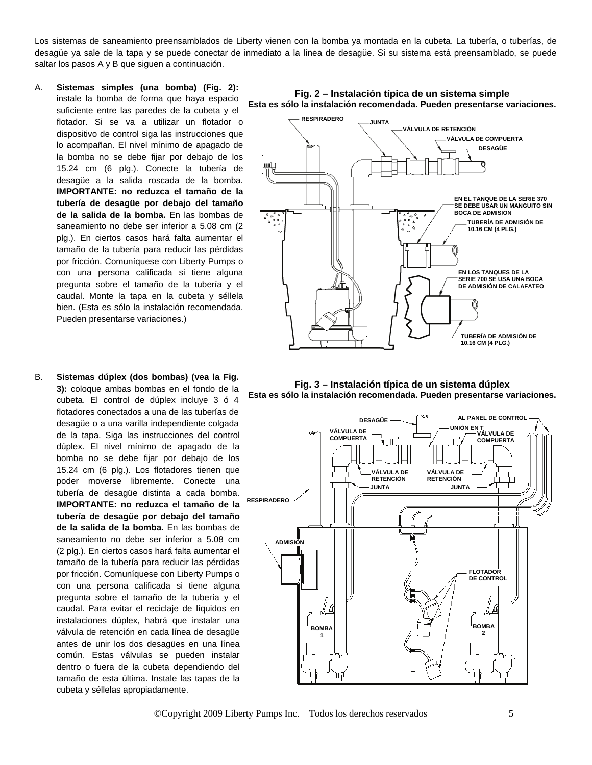Los sistemas de saneamiento preensamblados de Liberty vienen con la bomba ya montada en la cubeta. La tubería, o tuberías, de desagüe ya sale de la tapa y se puede conectar de inmediato a la línea de desagüe. Si su sistema está preensamblado, se puede saltar los pasos A y B que siguen a continuación.

A. **Sistemas simples (una bomba) (Fig. 2):** instale la bomba de forma que haya espacio suficiente entre las paredes de la cubeta y el flotador. Si se va a utilizar un flotador o dispositivo de control siga las instrucciones que lo acompañan. El nivel mínimo de apagado de la bomba no se debe fijar por debajo de los 15.24 cm (6 plg.). Conecte la tubería de desagüe a la salida roscada de la bomba. **IMPORTANTE: no reduzca el tamaño de la tubería de desagüe por debajo del tamaño de la salida de la bomba.** En las bombas de saneamiento no debe ser inferior a 5.08 cm (2 plg.). En ciertos casos hará falta aumentar el tamaño de la tubería para reducir las pérdidas por fricción. Comuníquese con Liberty Pumps o con una persona calificada si tiene alguna pregunta sobre el tamaño de la tubería y el caudal. Monte la tapa en la cubeta y séllela bien. (Esta es sólo la instalación recomendada. Pueden presentarse variaciones.)

**Fig. 2 – Instalación típica de un sistema simple**
**Esta es sólo la instalación recomendada. Pueden presentarse variaciones.**

RESPIRADERO; JUNTA; VÁLVULA DE RETENCIÓN; VÁLVULA DE COMPUERTA; DESAGÜE; EN EL TANQUE DE LA SERIE 370 SE DEBE USAR UN MANGUITO SIN BOCA DE ADMISION; TUBERÍA DE ADMISIÓN DE 10.16 CM (4 PLG.); EN LOS TANQUES DE LA SERIE 700 SE USA UNA BOCA DE ADMISIÓN DE CALAFATEO; TUBERÍA DE ADMISIÓN DE 10.16 CM (4 PLG.)

B. **Sistemas dúplex (dos bombas) (vea la Fig. 3):** coloque ambas bombas en el fondo de la cubeta. El control de dúplex incluye 3 ó 4 flotadores conectados a una de las tuberías de desagüe o a una varilla independiente colgada de la tapa. Siga las instrucciones del control dúplex. El nivel mínimo de apagado de la bomba no se debe fijar por debajo de los 15.24 cm (6 plg.). Los flotadores tienen que poder moverse libremente. Conecte una tubería de desagüe distinta a cada bomba. **IMPORTANTE: no reduzca el tamaño de la tubería de desagüe por debajo del tamaño de la salida de la bomba.** En las bombas de saneamiento no debe ser inferior a 5.08 cm (2 plg.). En ciertos casos hará falta aumentar el tamaño de la tubería para reducir las pérdidas por fricción. Comuníquese con Liberty Pumps o con una persona calificada si tiene alguna pregunta sobre el tamaño de la tubería y el caudal. Para evitar el reciclaje de líquidos en instalaciones dúplex, habrá que instalar una válvula de retención en cada línea de desagüe antes de unir los dos desagües en una línea común. Estas válvulas se pueden instalar dentro o fuera de la cubeta dependiendo del tamaño de esta última. Instale las tapas de la cubeta y séllelas apropiadamente.

**Fig. 3 – Instalación típica de un sistema dúplex**
**Esta es sólo la instalación recomendada. Pueden presentarse variaciones.**

DESAGÜE; AL PANEL DE CONTROL; UNIÓN EN T; VÁLVULA DE COMPUERTA; VÁLVULA DE COMPUERTA; VÁLVULA DE RETENCIÓN; VÁLVULA DE RETENCIÓN; JUNTA; JUNTA; RESPIRADERO; ADMISIÓN; FLOTADOR DE CONTROL; BOMBA 1; BOMBA 2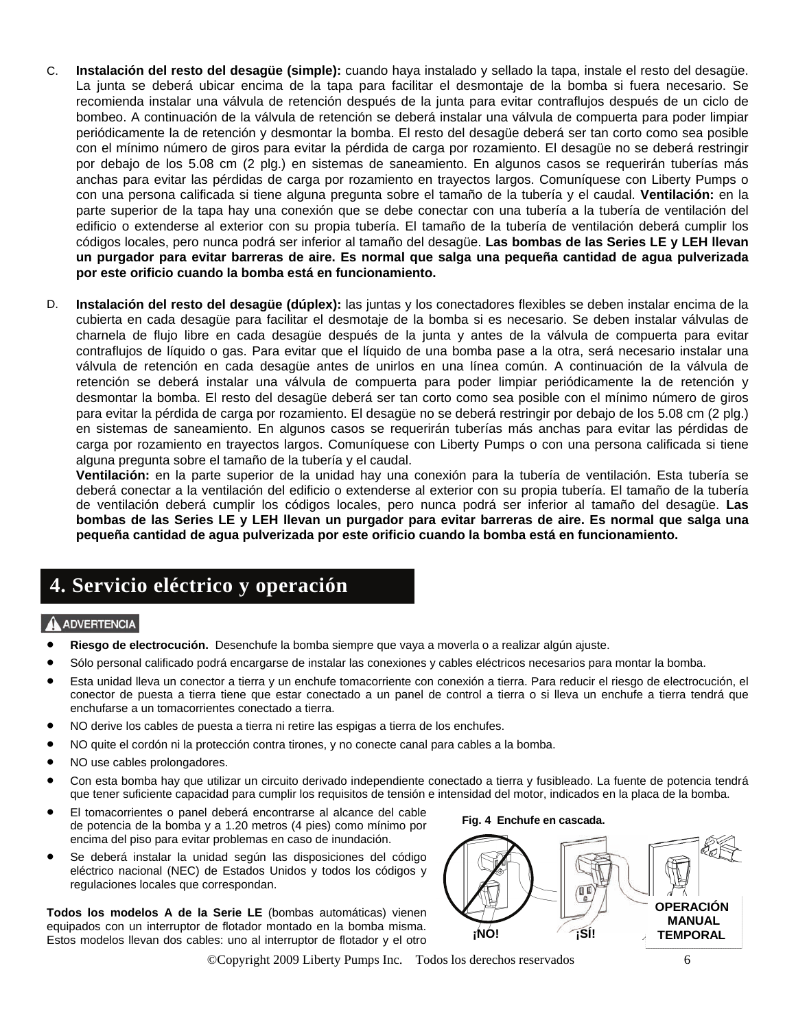C. **Instalación del resto del desagüe (simple):** cuando haya instalado y sellado la tapa, instale el resto del desagüe. La junta se deberá ubicar encima de la tapa para facilitar el desmontaje de la bomba si fuera necesario. Se recomienda instalar una válvula de retención después de la junta para evitar contraflujos después de un ciclo de bombeo. A continuación de la válvula de retención se deberá instalar una válvula de compuerta para poder limpiar periódicamente la de retención y desmontar la bomba. El resto del desagüe deberá ser tan corto como sea posible con el mínimo número de giros para evitar la pérdida de carga por rozamiento. El desagüe no se deberá restringir por debajo de los 5.08 cm (2 plg.) en sistemas de saneamiento. En algunos casos se requerirán tuberías más anchas para evitar las pérdidas de carga por rozamiento en trayectos largos. Comuníquese con Liberty Pumps o con una persona calificada si tiene alguna pregunta sobre el tamaño de la tubería y el caudal. **Ventilación:** en la parte superior de la tapa hay una conexión que se debe conectar con una tubería a la tubería de ventilación del edificio o extenderse al exterior con su propia tubería. El tamaño de la tubería de ventilación deberá cumplir los códigos locales, pero nunca podrá ser inferior al tamaño del desagüe. **Las bombas de las Series LE y LEH llevan un purgador para evitar barreras de aire. Es normal que salga una pequeña cantidad de agua pulverizada por este orificio cuando la bomba está en funcionamiento.**

D. **Instalación del resto del desagüe (dúplex):** las juntas y los conectadores flexibles se deben instalar encima de la cubierta en cada desagüe para facilitar el desmotaje de la bomba si es necesario. Se deben instalar válvulas de charnela de flujo libre en cada desagüe después de la junta y antes de la válvula de compuerta para evitar contraflujos de líquido o gas. Para evitar que el líquido de una bomba pase a la otra, será necesario instalar una válvula de retención en cada desagüe antes de unirlos en una línea común. A continuación de la válvula de retención se deberá instalar una válvula de compuerta para poder limpiar periódicamente la de retención y desmontar la bomba. El resto del desagüe deberá ser tan corto como sea posible con el mínimo número de giros para evitar la pérdida de carga por rozamiento. El desagüe no se deberá restringir por debajo de los 5.08 cm (2 plg.) en sistemas de saneamiento. En algunos casos se requerirán tuberías más anchas para evitar las pérdidas de carga por rozamiento en trayectos largos. Comuníquese con Liberty Pumps o con una persona calificada si tiene alguna pregunta sobre el tamaño de la tubería y el caudal.
**Ventilación:** en la parte superior de la unidad hay una conexión para la tubería de ventilación. Esta tubería se deberá conectar a la ventilación del edificio o extenderse al exterior con su propia tubería. El tamaño de la tubería de ventilación deberá cumplir los códigos locales, pero nunca podrá ser inferior al tamaño del desagüe. **Las bombas de las Series LE y LEH llevan un purgador para evitar barreras de aire. Es normal que salga una pequeña cantidad de agua pulverizada por este orificio cuando la bomba está en funcionamiento.**

## 4. Servicio eléctrico y operación

**ADVERTENCIA**

- **Riesgo de electrocución.** Desenchufe la bomba siempre que vaya a moverla o a realizar algún ajuste.
- Sólo personal calificado podrá encargarse de instalar las conexiones y cables eléctricos necesarios para montar la bomba.
- Esta unidad lleva un conector a tierra y un enchufe tomacorriente con conexión a tierra. Para reducir el riesgo de electrocución, el conector de puesta a tierra tiene que estar conectado a un panel de control a tierra o si lleva un enchufe a tierra tendrá que enchufarse a un tomacorrientes conectado a tierra.
- NO derive los cables de puesta a tierra ni retire las espigas a tierra de los enchufes.
- NO quite el cordón ni la protección contra tirones, y no conecte canal para cables a la bomba.
- NO use cables prolongadores.
- Con esta bomba hay que utilizar un circuito derivado independiente conectado a tierra y fusibleado. La fuente de potencia tendrá que tener suficiente capacidad para cumplir los requisitos de tensión e intensidad del motor, indicados en la placa de la bomba.
- El tomacorrientes o panel deberá encontrarse al alcance del cable de potencia de la bomba y a 1.20 metros (4 pies) como mínimo por encima del piso para evitar problemas en caso de inundación.
- Se deberá instalar la unidad según las disposiciones del código eléctrico nacional (NEC) de Estados Unidos y todos los códigos y regulaciones locales que correspondan.

**Fig. 4 Enchufe en cascada.**

¡NO! ¡SÍ! OPERACIÓN MANUAL TEMPORAL

**Todos los modelos A de la Serie LE** (bombas automáticas) vienen equipados con un interruptor de flotador montado en la bomba misma. Estos modelos llevan dos cables: uno al interruptor de flotador y el otro

©Copyright 2009 Liberty Pumps Inc. Todos los derechos reservados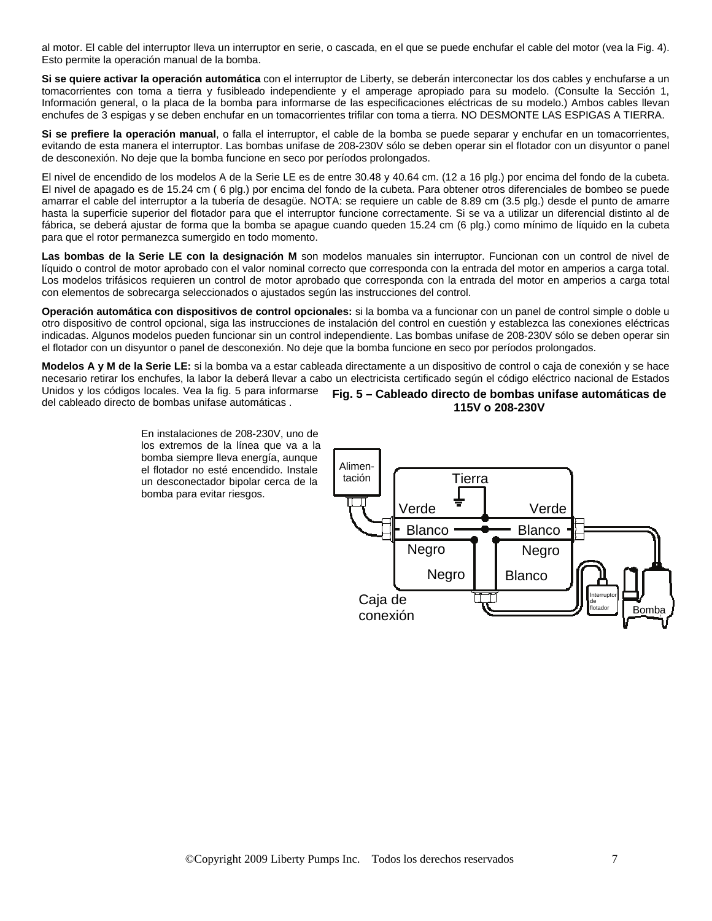al motor. El cable del interruptor lleva un interruptor en serie, o cascada, en el que se puede enchufar el cable del motor (vea la Fig. 4). Esto permite la operación manual de la bomba.

**Si se quiere activar la operación automática** con el interruptor de Liberty, se deberán interconectar los dos cables y enchufarse a un tomacorrientes con toma a tierra y fusibleado independiente y el amperage apropiado para su modelo. (Consulte la Sección 1, Información general, o la placa de la bomba para informarse de las especificaciones eléctricas de su modelo.) Ambos cables llevan enchufes de 3 espigas y se deben enchufar en un tomacorrientes trifilar con toma a tierra. NO DESMONTE LAS ESPIGAS A TIERRA.

**Si se prefiere la operación manual**, o falla el interruptor, el cable de la bomba se puede separar y enchufar en un tomacorrientes, evitando de esta manera el interruptor. Las bombas unifase de 208-230V sólo se deben operar sin el flotador con un disyuntor o panel de desconexión. No deje que la bomba funcione en seco por períodos prolongados.

El nivel de encendido de los modelos A de la Serie LE es de entre 30.48 y 40.64 cm. (12 a 16 plg.) por encima del fondo de la cubeta. El nivel de apagado es de 15.24 cm ( 6 plg.) por encima del fondo de la cubeta. Para obtener otros diferenciales de bombeo se puede amarrar el cable del interruptor a la tubería de desagüe. NOTA: se requiere un cable de 8.89 cm (3.5 plg.) desde el punto de amarre hasta la superficie superior del flotador para que el interruptor funcione correctamente. Si se va a utilizar un diferencial distinto al de fábrica, se deberá ajustar de forma que la bomba se apague cuando queden 15.24 cm (6 plg.) como mínimo de líquido en la cubeta para que el rotor permanezca sumergido en todo momento.

**Las bombas de la Serie LE con la designación M** son modelos manuales sin interruptor. Funcionan con un control de nivel de líquido o control de motor aprobado con el valor nominal correcto que corresponda con la entrada del motor en amperios a carga total. Los modelos trifásicos requieren un control de motor aprobado que corresponda con la entrada del motor en amperios a carga total con elementos de sobrecarga seleccionados o ajustados según las instrucciones del control.

**Operación automática con dispositivos de control opcionales:** si la bomba va a funcionar con un panel de control simple o doble u otro dispositivo de control opcional, siga las instrucciones de instalación del control en cuestión y establezca las conexiones eléctricas indicadas. Algunos modelos pueden funcionar sin un control independiente. Las bombas unifase de 208-230V sólo se deben operar sin el flotador con un disyuntor o panel de desconexión. No deje que la bomba funcione en seco por períodos prolongados.

**Modelos A y M de la Serie LE:** si la bomba va a estar cableada directamente a un dispositivo de control o caja de conexión y se hace necesario retirar los enchufes, la labor la deberá llevar a cabo un electricista certificado según el código eléctrico nacional de Estados Unidos y los códigos locales. Vea la fig. 5 para informarse del cableado directo de bombas unifase automáticas .

En instalaciones de 208-230V, uno de los extremos de la línea que va a la bomba siempre lleva energía, aunque el flotador no esté encendido. Instale un desconectador bipolar cerca de la bomba para evitar riesgos.

**Fig. 5 – Cableado directo de bombas unifase automáticas de 115V o 208-230V**

Alimen-tación · Tierra · Verde · Verde · Blanco · Blanco · Negro · Negro · Negro · Blanco · Caja de conexión · Interruptor de flotador · Bomba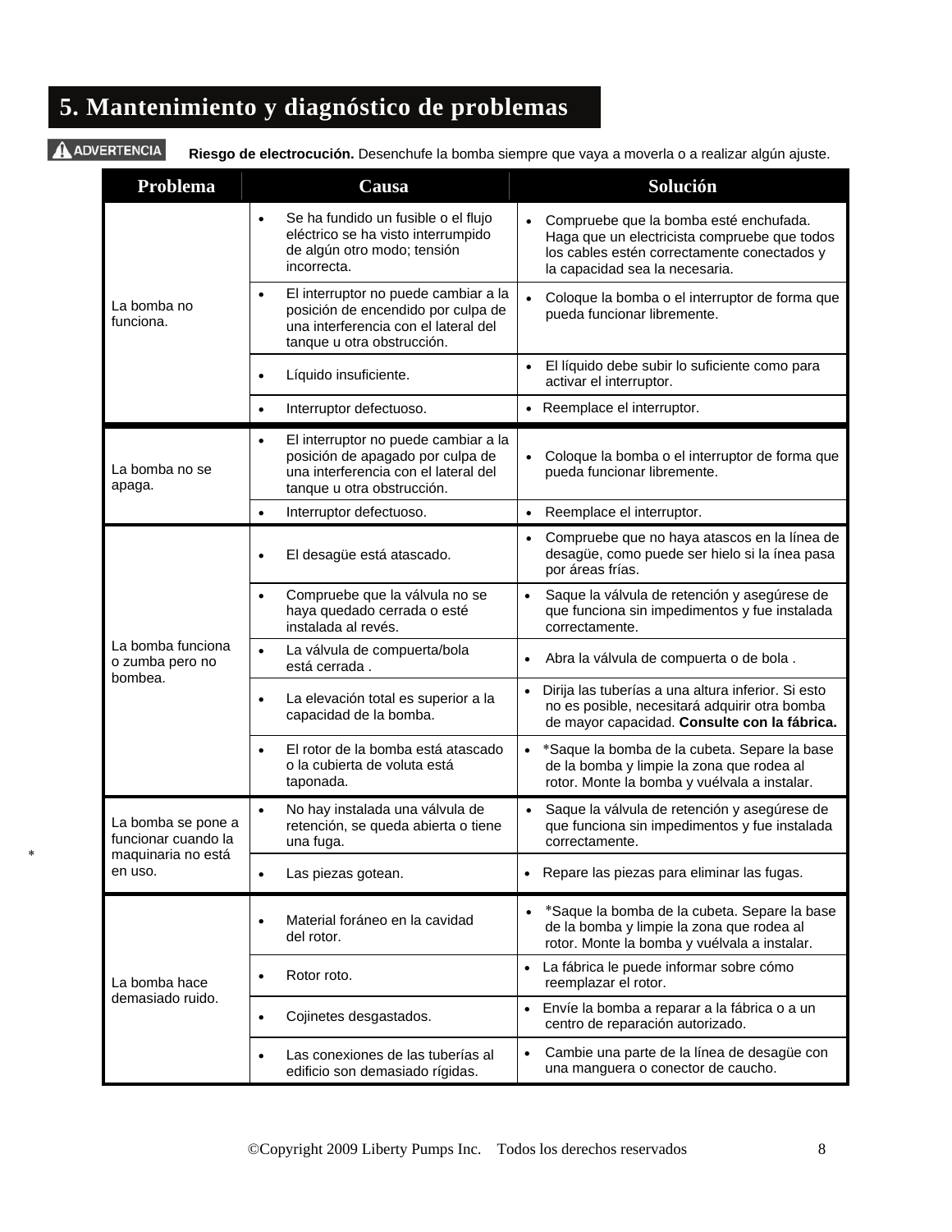## 5. Mantenimiento y diagnóstico de problemas

**⚠ ADVERTENCIA** **Riesgo de electrocución.** Desenchufe la bomba siempre que vaya a moverla o a realizar algún ajuste.

| Problema | Causa | Solución |
|---|---|---|
| La bomba no funciona. | • Se ha fundido un fusible o el flujo eléctrico se ha visto interrumpido de algún otro modo; tensión incorrecta. | • Compruebe que la bomba esté enchufada. Haga que un electricista compruebe que todos los cables estén correctamente conectados y la capacidad sea la necesaria. |
| | • El interruptor no puede cambiar a la posición de encendido por culpa de una interferencia con el lateral del tanque u otra obstrucción. | • Coloque la bomba o el interruptor de forma que pueda funcionar libremente. |
| | • Líquido insuficiente. | • El líquido debe subir lo suficiente como para activar el interruptor. |
| | • Interruptor defectuoso. | • Reemplace el interruptor. |
| La bomba no se apaga. | • El interruptor no puede cambiar a la posición de apagado por culpa de una interferencia con el lateral del tanque u otra obstrucción. | • Coloque la bomba o el interruptor de forma que pueda funcionar libremente. |
| | • Interruptor defectuoso. | • Reemplace el interruptor. |
| La bomba funciona o zumba pero no bombea. | • El desagüe está atascado. | • Compruebe que no haya atascos en la línea de desagüe, como puede ser hielo si la ínea pasa por áreas frías. |
| | • Compruebe que la válvula no se haya quedado cerrada o esté instalada al revés. | • Saque la válvula de retención y asegúrese de que funciona sin impedimentos y fue instalada correctamente. |
| | • La válvula de compuerta/bola está cerrada . | • Abra la válvula de compuerta o de bola . |
| | • La elevación total es superior a la capacidad de la bomba. | • Dirija las tuberías a una altura inferior. Si esto no es posible, necesitará adquirir otra bomba de mayor capacidad. **Consulte con la fábrica.** |
| | • El rotor de la bomba está atascado o la cubierta de voluta está taponada. | • *Saque la bomba de la cubeta. Separe la base de la bomba y limpie la zona que rodea al rotor. Monte la bomba y vuélvala a instalar. |
| La bomba se pone a funcionar cuando la maquinaria no está en uso. | • No hay instalada una válvula de retención, se queda abierta o tiene una fuga. | • Saque la válvula de retención y asegúrese de que funciona sin impedimentos y fue instalada correctamente. |
| | • Las piezas gotean. | • Repare las piezas para eliminar las fugas. |
| La bomba hace demasiado ruido. | • Material foráneo en la cavidad del rotor. | • *Saque la bomba de la cubeta. Separe la base de la bomba y limpie la zona que rodea al rotor. Monte la bomba y vuélvala a instalar. |
| | • Rotor roto. | • La fábrica le puede informar sobre cómo reemplazar el rotor. |
| | • Cojinetes desgastados. | • Envíe la bomba a reparar a la fábrica o a un centro de reparación autorizado. |
| | • Las conexiones de las tuberías al edificio son demasiado rígidas. | • Cambie una parte de la línea de desagüe con una manguera o conector de caucho. |

*

©Copyright 2009 Liberty Pumps Inc. Todos los derechos reservados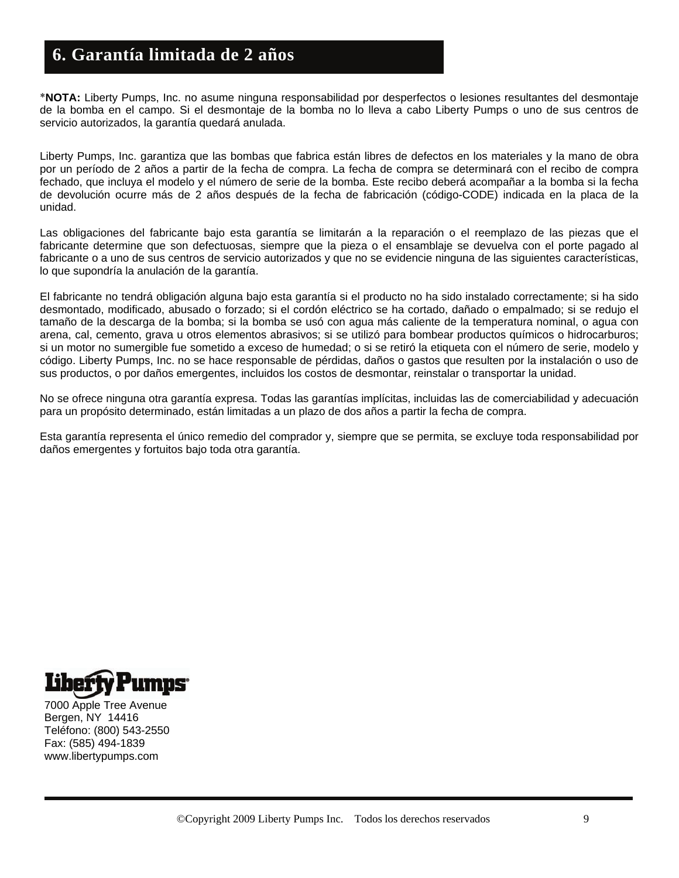## 6. Garantía limitada de 2 años

*__NOTA:__ Liberty Pumps, Inc. no asume ninguna responsabilidad por desperfectos o lesiones resultantes del desmontaje de la bomba en el campo. Si el desmontaje de la bomba no lo lleva a cabo Liberty Pumps o uno de sus centros de servicio autorizados, la garantía quedará anulada.

Liberty Pumps, Inc. garantiza que las bombas que fabrica están libres de defectos en los materiales y la mano de obra por un período de 2 años a partir de la fecha de compra. La fecha de compra se determinará con el recibo de compra fechado, que incluya el modelo y el número de serie de la bomba. Este recibo deberá acompañar a la bomba si la fecha de devolución ocurre más de 2 años después de la fecha de fabricación (código-CODE) indicada en la placa de la unidad.

Las obligaciones del fabricante bajo esta garantía se limitarán a la reparación o el reemplazo de las piezas que el fabricante determine que son defectuosas, siempre que la pieza o el ensamblaje se devuelva con el porte pagado al fabricante o a uno de sus centros de servicio autorizados y que no se evidencie ninguna de las siguientes características, lo que supondría la anulación de la garantía.

El fabricante no tendrá obligación alguna bajo esta garantía si el producto no ha sido instalado correctamente; si ha sido desmontado, modificado, abusado o forzado; si el cordón eléctrico se ha cortado, dañado o empalmado; si se redujo el tamaño de la descarga de la bomba; si la bomba se usó con agua más caliente de la temperatura nominal, o agua con arena, cal, cemento, grava u otros elementos abrasivos; si se utilizó para bombear productos químicos o hidrocarburos; si un motor no sumergible fue sometido a exceso de humedad; o si se retiró la etiqueta con el número de serie, modelo y código. Liberty Pumps, Inc. no se hace responsable de pérdidas, daños o gastos que resulten por la instalación o uso de sus productos, o por daños emergentes, incluidos los costos de desmontar, reinstalar o transportar la unidad.

No se ofrece ninguna otra garantía expresa. Todas las garantías implícitas, incluidas las de comerciabilidad y adecuación para un propósito determinado, están limitadas a un plazo de dos años a partir la fecha de compra.

Esta garantía representa el único remedio del comprador y, siempre que se permita, se excluye toda responsabilidad por daños emergentes y fortuitos bajo toda otra garantía.

**Liberty Pumps**

7000 Apple Tree Avenue
Bergen, NY 14416
Teléfono: (800) 543-2550
Fax: (585) 494-1839
www.libertypumps.com

©Copyright 2009 Liberty Pumps Inc. Todos los derechos reservados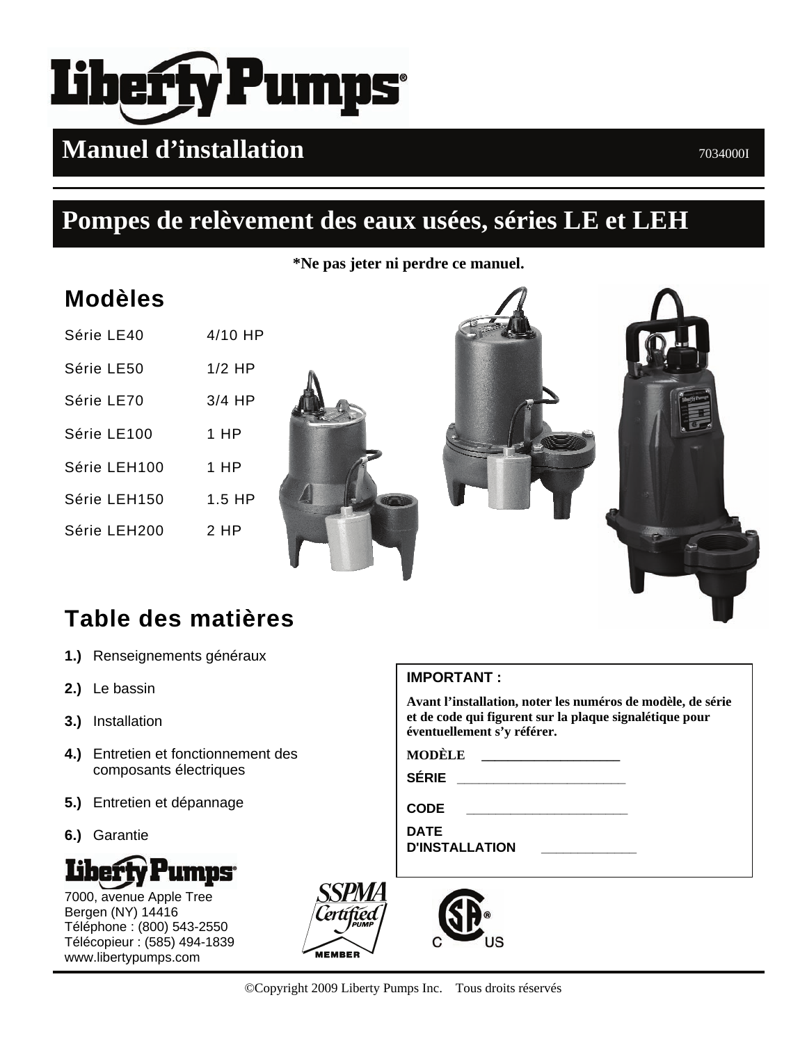# Liberty Pumps

## Manuel d'installation

7034000I

## Pompes de relèvement des eaux usées, séries LE et LEH

**\*Ne pas jeter ni perdre ce manuel.**

## Modèles

| | |
|---|---|
| Série LE40 | 4/10 HP |
| Série LE50 | 1/2 HP |
| Série LE70 | 3/4 HP |
| Série LE100 | 1 HP |
| Série LEH100 | 1 HP |
| Série LEH150 | 1.5 HP |
| Série LEH200 | 2 HP |

## Table des matières

**1.)** Renseignements généraux

**2.)** Le bassin

**3.)** Installation

**4.)** Entretien et fonctionnement des composants électriques

**5.)** Entretien et dépannage

**6.)** Garantie

**IMPORTANT :**

**Avant l'installation, noter les numéros de modèle, de série et de code qui figurent sur la plaque signalétique pour éventuellement s'y référer.**

**MODÈLE** ____________________

**SÉRIE** ________________________

**CODE** _______________________

**DATE D'INSTALLATION** ______________

Liberty Pumps

7000, avenue Apple Tree
Bergen (NY) 14416
Téléphone : (800) 543-2550
Télécopieur : (585) 494-1839
www.libertypumps.com

SSPMA Certified Pump MEMBER

©Copyright 2009 Liberty Pumps Inc. Tous droits réservés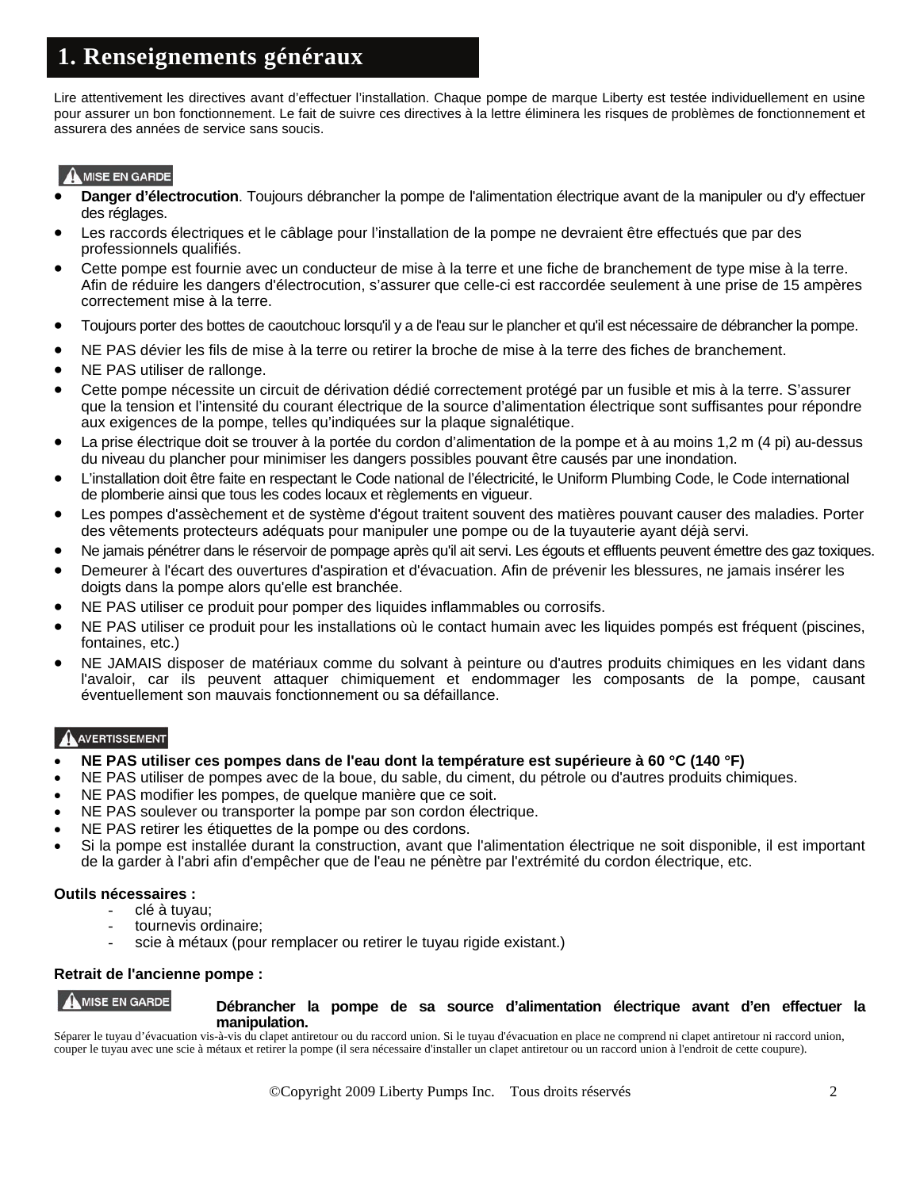# 1. Renseignements généraux

Lire attentivement les directives avant d'effectuer l'installation. Chaque pompe de marque Liberty est testée individuellement en usine pour assurer un bon fonctionnement. Le fait de suivre ces directives à la lettre éliminera les risques de problèmes de fonctionnement et assurera des années de service sans soucis.

**⚠ MISE EN GARDE**

- **Danger d'électrocution**. Toujours débrancher la pompe de l'alimentation électrique avant de la manipuler ou d'y effectuer des réglages.
- Les raccords électriques et le câblage pour l'installation de la pompe ne devraient être effectués que par des professionnels qualifiés.
- Cette pompe est fournie avec un conducteur de mise à la terre et une fiche de branchement de type mise à la terre. Afin de réduire les dangers d'électrocution, s'assurer que celle-ci est raccordée seulement à une prise de 15 ampères correctement mise à la terre.
- Toujours porter des bottes de caoutchouc lorsqu'il y a de l'eau sur le plancher et qu'il est nécessaire de débrancher la pompe.
- NE PAS dévier les fils de mise à la terre ou retirer la broche de mise à la terre des fiches de branchement.
- NE PAS utiliser de rallonge.
- Cette pompe nécessite un circuit de dérivation dédié correctement protégé par un fusible et mis à la terre. S'assurer que la tension et l'intensité du courant électrique de la source d'alimentation électrique sont suffisantes pour répondre aux exigences de la pompe, telles qu'indiquées sur la plaque signalétique.
- La prise électrique doit se trouver à la portée du cordon d'alimentation de la pompe et à au moins 1,2 m (4 pi) au-dessus du niveau du plancher pour minimiser les dangers possibles pouvant être causés par une inondation.
- L'installation doit être faite en respectant le Code national de l'électricité, le Uniform Plumbing Code, le Code international de plomberie ainsi que tous les codes locaux et règlements en vigueur.
- Les pompes d'assèchement et de système d'égout traitent souvent des matières pouvant causer des maladies. Porter des vêtements protecteurs adéquats pour manipuler une pompe ou de la tuyauterie ayant déjà servi.
- Ne jamais pénétrer dans le réservoir de pompage après qu'il ait servi. Les égouts et effluents peuvent émettre des gaz toxiques.
- Demeurer à l'écart des ouvertures d'aspiration et d'évacuation. Afin de prévenir les blessures, ne jamais insérer les doigts dans la pompe alors qu'elle est branchée.
- NE PAS utiliser ce produit pour pomper des liquides inflammables ou corrosifs.
- NE PAS utiliser ce produit pour les installations où le contact humain avec les liquides pompés est fréquent (piscines, fontaines, etc.)
- NE JAMAIS disposer de matériaux comme du solvant à peinture ou d'autres produits chimiques en les vidant dans l'avaloir, car ils peuvent attaquer chimiquement et endommager les composants de la pompe, causant éventuellement son mauvais fonctionnement ou sa défaillance.

**⚠ AVERTISSEMENT**

- **NE PAS utiliser ces pompes dans de l'eau dont la température est supérieure à 60 °C (140 °F)**
- NE PAS utiliser de pompes avec de la boue, du sable, du ciment, du pétrole ou d'autres produits chimiques.
- NE PAS modifier les pompes, de quelque manière que ce soit.
- NE PAS soulever ou transporter la pompe par son cordon électrique.
- NE PAS retirer les étiquettes de la pompe ou des cordons.
- Si la pompe est installée durant la construction, avant que l'alimentation électrique ne soit disponible, il est important de la garder à l'abri afin d'empêcher que de l'eau ne pénètre par l'extrémité du cordon électrique, etc.

**Outils nécessaires :**

- clé à tuyau;
- tournevis ordinaire;
- scie à métaux (pour remplacer ou retirer le tuyau rigide existant.)

**Retrait de l'ancienne pompe :**

**⚠ MISE EN GARDE** **Débrancher la pompe de sa source d'alimentation électrique avant d'en effectuer la manipulation.**

Séparer le tuyau d'évacuation vis-à-vis du clapet antiretour ou du raccord union. Si le tuyau d'évacuation en place ne comprend ni clapet antiretour ni raccord union, couper le tuyau avec une scie à métaux et retirer la pompe (il sera nécessaire d'installer un clapet antiretour ou un raccord union à l'endroit de cette coupure).

©Copyright 2009 Liberty Pumps Inc. Tous droits réservés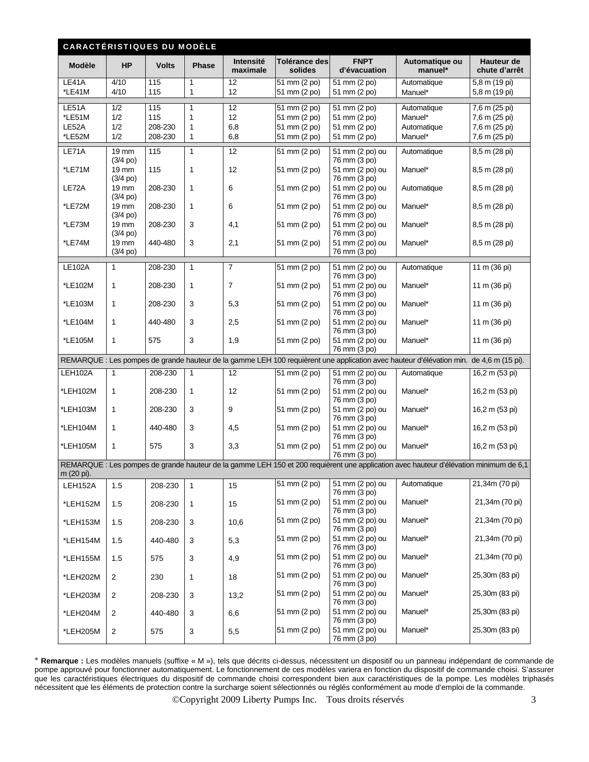## CARACTÉRISTIQUES DU MODÈLE

| Modèle | HP | Volts | Phase | Intensité maximale | Tolérance des solides | FNPT d'évacuation | Automatique ou manuel* | Hauteur de chute d'arrêt |
|---|---|---|---|---|---|---|---|---|
| LE41A | 4/10 | 115 | 1 | 12 | 51 mm (2 po) | 51 mm (2 po) | Automatique | 5,8 m (19 pi) |
| *LE41M | 4/10 | 115 | 1 | 12 | 51 mm (2 po) | 51 mm (2 po) | Manuel* | 5,8 m (19 pi) |
| LE51A | 1/2 | 115 | 1 | 12 | 51 mm (2 po) | 51 mm (2 po) | Automatique | 7,6 m (25 pi) |
| *LE51M | 1/2 | 115 | 1 | 12 | 51 mm (2 po) | 51 mm (2 po) | Manuel* | 7,6 m (25 pi) |
| LE52A | 1/2 | 208-230 | 1 | 6,8 | 51 mm (2 po) | 51 mm (2 po) | Automatique | 7,6 m (25 pi) |
| *LE52M | 1/2 | 208-230 | 1 | 6,8 | 51 mm (2 po) | 51 mm (2 po) | Manuel* | 7,6 m (25 pi) |
| LE71A | 19 mm (3/4 po) | 115 | 1 | 12 | 51 mm (2 po) | 51 mm (2 po) ou 76 mm (3 po) | Automatique | 8,5 m (28 pi) |
| *LE71M | 19 mm (3/4 po) | 115 | 1 | 12 | 51 mm (2 po) | 51 mm (2 po) ou 76 mm (3 po) | Manuel* | 8,5 m (28 pi) |
| LE72A | 19 mm (3/4 po) | 208-230 | 1 | 6 | 51 mm (2 po) | 51 mm (2 po) ou 76 mm (3 po) | Automatique | 8,5 m (28 pi) |
| *LE72M | 19 mm (3/4 po) | 208-230 | 1 | 6 | 51 mm (2 po) | 51 mm (2 po) ou 76 mm (3 po) | Manuel* | 8,5 m (28 pi) |
| *LE73M | 19 mm (3/4 po) | 208-230 | 3 | 4,1 | 51 mm (2 po) | 51 mm (2 po) ou 76 mm (3 po) | Manuel* | 8,5 m (28 pi) |
| *LE74M | 19 mm (3/4 po) | 440-480 | 3 | 2,1 | 51 mm (2 po) | 51 mm (2 po) ou 76 mm (3 po) | Manuel* | 8,5 m (28 pi) |
| LE102A | 1 | 208-230 | 1 | 7 | 51 mm (2 po) | 51 mm (2 po) ou 76 mm (3 po) | Automatique | 11 m (36 pi) |
| *LE102M | 1 | 208-230 | 1 | 7 | 51 mm (2 po) | 51 mm (2 po) ou 76 mm (3 po) | Manuel* | 11 m (36 pi) |
| *LE103M | 1 | 208-230 | 3 | 5,3 | 51 mm (2 po) | 51 mm (2 po) ou 76 mm (3 po) | Manuel* | 11 m (36 pi) |
| *LE104M | 1 | 440-480 | 3 | 2,5 | 51 mm (2 po) | 51 mm (2 po) ou 76 mm (3 po) | Manuel* | 11 m (36 pi) |
| *LE105M | 1 | 575 | 3 | 1,9 | 51 mm (2 po) | 51 mm (2 po) ou 76 mm (3 po) | Manuel* | 11 m (36 pi) |
| REMARQUE : Les pompes de grande hauteur de la gamme LEH 100 requièrent une application avec hauteur d'élévation min. de 4,6 m (15 pi). | | | | | | | | |
| LEH102A | 1 | 208-230 | 1 | 12 | 51 mm (2 po) | 51 mm (2 po) ou 76 mm (3 po) | Automatique | 16,2 m (53 pi) |
| *LEH102M | 1 | 208-230 | 1 | 12 | 51 mm (2 po) | 51 mm (2 po) ou 76 mm (3 po) | Manuel* | 16,2 m (53 pi) |
| *LEH103M | 1 | 208-230 | 3 | 9 | 51 mm (2 po) | 51 mm (2 po) ou 76 mm (3 po) | Manuel* | 16,2 m (53 pi) |
| *LEH104M | 1 | 440-480 | 3 | 4,5 | 51 mm (2 po) | 51 mm (2 po) ou 76 mm (3 po) | Manuel* | 16,2 m (53 pi) |
| *LEH105M | 1 | 575 | 3 | 3,3 | 51 mm (2 po) | 51 mm (2 po) ou 76 mm (3 po) | Manuel* | 16,2 m (53 pi) |
| REMARQUE : Les pompes de grande hauteur de la gamme LEH 150 et 200 requièrent une application avec hauteur d'élévation minimum de 6,1 m (20 pi). | | | | | | | | |
| LEH152A | 1.5 | 208-230 | 1 | 15 | 51 mm (2 po) | 51 mm (2 po) ou 76 mm (3 po) | Automatique | 21,34m (70 pi) |
| *LEH152M | 1.5 | 208-230 | 1 | 15 | 51 mm (2 po) | 51 mm (2 po) ou 76 mm (3 po) | Manuel* | 21,34m (70 pi) |
| *LEH153M | 1.5 | 208-230 | 3 | 10,6 | 51 mm (2 po) | 51 mm (2 po) ou 76 mm (3 po) | Manuel* | 21,34m (70 pi) |
| *LEH154M | 1.5 | 440-480 | 3 | 5,3 | 51 mm (2 po) | 51 mm (2 po) ou 76 mm (3 po) | Manuel* | 21,34m (70 pi) |
| *LEH155M | 1.5 | 575 | 3 | 4,9 | 51 mm (2 po) | 51 mm (2 po) ou 76 mm (3 po) | Manuel* | 21,34m (70 pi) |
| *LEH202M | 2 | 230 | 1 | 18 | 51 mm (2 po) | 51 mm (2 po) ou 76 mm (3 po) | Manuel* | 25,30m (83 pi) |
| *LEH203M | 2 | 208-230 | 3 | 13,2 | 51 mm (2 po) | 51 mm (2 po) ou 76 mm (3 po) | Manuel* | 25,30m (83 pi) |
| *LEH204M | 2 | 440-480 | 3 | 6,6 | 51 mm (2 po) | 51 mm (2 po) ou 76 mm (3 po) | Manuel* | 25,30m (83 pi) |
| *LEH205M | 2 | 575 | 3 | 5,5 | 51 mm (2 po) | 51 mm (2 po) ou 76 mm (3 po) | Manuel* | 25,30m (83 pi) |

* **Remarque :** Les modèles manuels (suffixe « M »), tels que décrits ci-dessus, nécessitent un dispositif ou un panneau indépendant de commande de pompe approuvé pour fonctionner automatiquement. Le fonctionnement de ces modèles variera en fonction du dispositif de commande choisi. S'assurer que les caractéristiques électriques du dispositif de commande choisi correspondent bien aux caractéristiques de la pompe. Les modèles triphasés nécessitent que les éléments de protection contre la surcharge soient sélectionnés ou réglés conformément au mode d'emploi de la commande.

©Copyright 2009 Liberty Pumps Inc. Tous droits réservés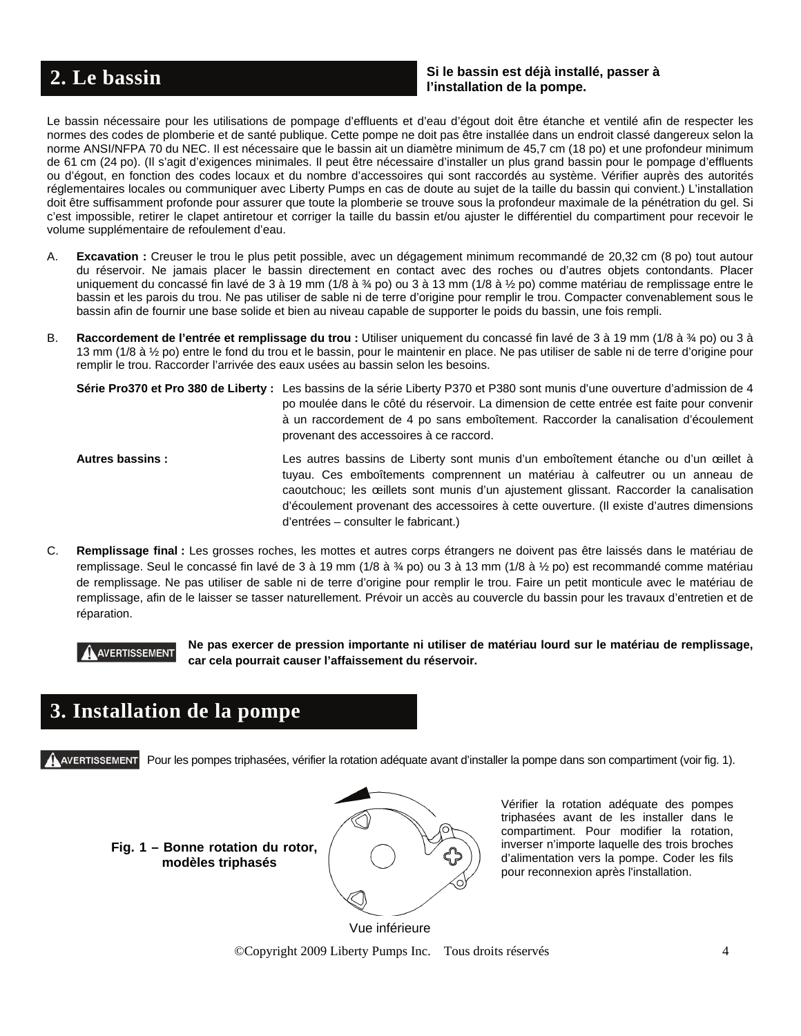## 2. Le bassin

**Si le bassin est déjà installé, passer à l'installation de la pompe.**

Le bassin nécessaire pour les utilisations de pompage d'effluents et d'eau d'égout doit être étanche et ventilé afin de respecter les normes des codes de plomberie et de santé publique. Cette pompe ne doit pas être installée dans un endroit classé dangereux selon la norme ANSI/NFPA 70 du NEC. Il est nécessaire que le bassin ait un diamètre minimum de 45,7 cm (18 po) et une profondeur minimum de 61 cm (24 po). (Il s'agit d'exigences minimales. Il peut être nécessaire d'installer un plus grand bassin pour le pompage d'effluents ou d'égout, en fonction des codes locaux et du nombre d'accessoires qui sont raccordés au système. Vérifier auprès des autorités réglementaires locales ou communiquer avec Liberty Pumps en cas de doute au sujet de la taille du bassin qui convient.) L'installation doit être suffisamment profonde pour assurer que toute la plomberie se trouve sous la profondeur maximale de la pénétration du gel. Si c'est impossible, retirer le clapet antiretour et corriger la taille du bassin et/ou ajuster le différentiel du compartiment pour recevoir le volume supplémentaire de refoulement d'eau.

A. **Excavation :** Creuser le trou le plus petit possible, avec un dégagement minimum recommandé de 20,32 cm (8 po) tout autour du réservoir. Ne jamais placer le bassin directement en contact avec des roches ou d'autres objets contondants. Placer uniquement du concassé fin lavé de 3 à 19 mm (1/8 à ¾ po) ou 3 à 13 mm (1/8 à ½ po) comme matériau de remplissage entre le bassin et les parois du trou. Ne pas utiliser de sable ni de terre d'origine pour remplir le trou. Compacter convenablement sous le bassin afin de fournir une base solide et bien au niveau capable de supporter le poids du bassin, une fois rempli.

B. **Raccordement de l'entrée et remplissage du trou :** Utiliser uniquement du concassé fin lavé de 3 à 19 mm (1/8 à ¾ po) ou 3 à 13 mm (1/8 à ½ po) entre le fond du trou et le bassin, pour le maintenir en place. Ne pas utiliser de sable ni de terre d'origine pour remplir le trou. Raccorder l'arrivée des eaux usées au bassin selon les besoins.

   **Série Pro370 et Pro 380 de Liberty :** Les bassins de la série Liberty P370 et P380 sont munis d'une ouverture d'admission de 4 po moulée dans le côté du réservoir. La dimension de cette entrée est faite pour convenir à un raccordement de 4 po sans emboîtement. Raccorder la canalisation d'écoulement provenant des accessoires à ce raccord.

   **Autres bassins :** Les autres bassins de Liberty sont munis d'un emboîtement étanche ou d'un œillet à tuyau. Ces emboîtements comprennent un matériau à calfeutrer ou un anneau de caoutchouc; les œillets sont munis d'un ajustement glissant. Raccorder la canalisation d'écoulement provenant des accessoires à cette ouverture. (Il existe d'autres dimensions d'entrées – consulter le fabricant.)

C. **Remplissage final :** Les grosses roches, les mottes et autres corps étrangers ne doivent pas être laissés dans le matériau de remplissage. Seul le concassé fin lavé de 3 à 19 mm (1/8 à ¾ po) ou 3 à 13 mm (1/8 à ½ po) est recommandé comme matériau de remplissage. Ne pas utiliser de sable ni de terre d'origine pour remplir le trou. Faire un petit monticule avec le matériau de remplissage, afin de le laisser se tasser naturellement. Prévoir un accès au couvercle du bassin pour les travaux d'entretien et de réparation.

**⚠ AVERTISSEMENT** **Ne pas exercer de pression importante ni utiliser de matériau lourd sur le matériau de remplissage, car cela pourrait causer l'affaissement du réservoir.**

## 3. Installation de la pompe

**⚠ AVERTISSEMENT** Pour les pompes triphasées, vérifier la rotation adéquate avant d'installer la pompe dans son compartiment (voir fig. 1).

**Fig. 1 – Bonne rotation du rotor, modèles triphasés**

Vue inférieure

Vérifier la rotation adéquate des pompes triphasées avant de les installer dans le compartiment. Pour modifier la rotation, inverser n'importe laquelle des trois broches d'alimentation vers la pompe. Coder les fils pour reconnexion après l'installation.

©Copyright 2009 Liberty Pumps Inc. Tous droits réservés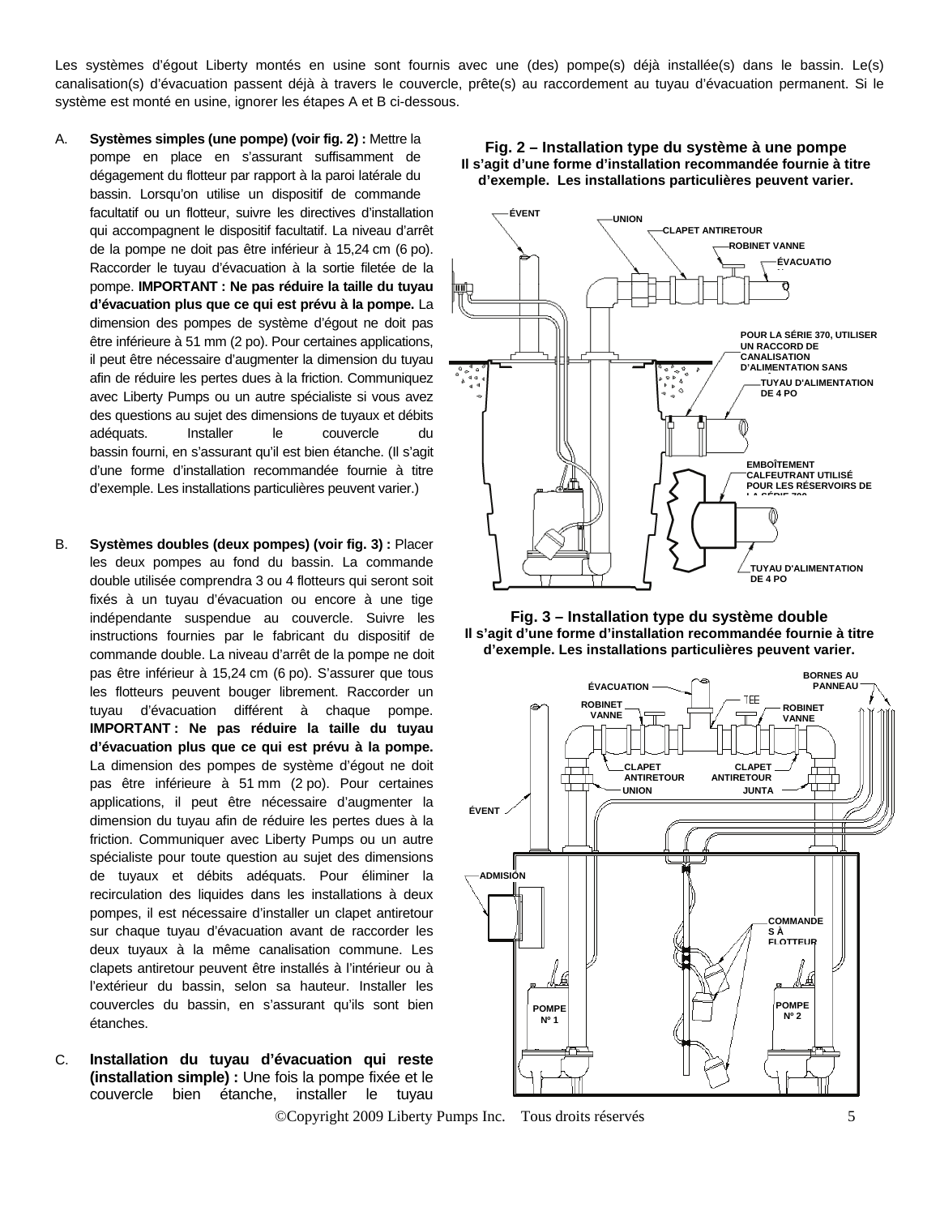Les systèmes d'égout Liberty montés en usine sont fournis avec une (des) pompe(s) déjà installée(s) dans le bassin. Le(s) canalisation(s) d'évacuation passent déjà à travers le couvercle, prête(s) au raccordement au tuyau d'évacuation permanent. Si le système est monté en usine, ignorer les étapes A et B ci-dessous.

A. **Systèmes simples (une pompe) (voir fig. 2) :** Mettre la pompe en place en s'assurant suffisamment de dégagement du flotteur par rapport à la paroi latérale du bassin. Lorsqu'on utilise un dispositif de commande facultatif ou un flotteur, suivre les directives d'installation qui accompagnent le dispositif facultatif. La niveau d'arrêt de la pompe ne doit pas être inférieur à 15,24 cm (6 po). Raccorder le tuyau d'évacuation à la sortie filetée de la pompe. **IMPORTANT : Ne pas réduire la taille du tuyau d'évacuation plus que ce qui est prévu à la pompe.** La dimension des pompes de système d'égout ne doit pas être inférieure à 51 mm (2 po). Pour certaines applications, il peut être nécessaire d'augmenter la dimension du tuyau afin de réduire les pertes dues à la friction. Communiquez avec Liberty Pumps ou un autre spécialiste si vous avez des questions au sujet des dimensions de tuyaux et débits adéquats. Installer le couvercle du bassin fourni, en s'assurant qu'il est bien étanche. (Il s'agit d'une forme d'installation recommandée fournie à titre d'exemple. Les installations particulières peuvent varier.)

B. **Systèmes doubles (deux pompes) (voir fig. 3) :** Placer les deux pompes au fond du bassin. La commande double utilisée comprendra 3 ou 4 flotteurs qui seront soit fixés à un tuyau d'évacuation ou encore à une tige indépendante suspendue au couvercle. Suivre les instructions fournies par le fabricant du dispositif de commande double. La niveau d'arrêt de la pompe ne doit pas être inférieur à 15,24 cm (6 po). S'assurer que tous les flotteurs peuvent bouger librement. Raccorder un tuyau d'évacuation différent à chaque pompe. **IMPORTANT : Ne pas réduire la taille du tuyau d'évacuation plus que ce qui est prévu à la pompe.** La dimension des pompes de système d'égout ne doit pas être inférieure à 51 mm (2 po). Pour certaines applications, il peut être nécessaire d'augmenter la dimension du tuyau afin de réduire les pertes dues à la friction. Communiquer avec Liberty Pumps ou un autre spécialiste pour toute question au sujet des dimensions de tuyaux et débits adéquats. Pour éliminer la recirculation des liquides dans les installations à deux pompes, il est nécessaire d'installer un clapet antiretour sur chaque tuyau d'évacuation avant de raccorder les deux tuyaux à la même canalisation commune. Les clapets antiretour peuvent être installés à l'intérieur ou à l'extérieur du bassin, selon sa hauteur. Installer les couvercles du bassin, en s'assurant qu'ils sont bien étanches.

C. **Installation du tuyau d'évacuation qui reste (installation simple) :** Une fois la pompe fixée et le couvercle bien étanche, installer le tuyau

**Fig. 2 – Installation type du système à une pompe**
**Il s'agit d'une forme d'installation recommandée fournie à titre d'exemple. Les installations particulières peuvent varier.**

ÉVENT, UNION, CLAPET ANTIRETOUR, ROBINET VANNE, ÉVACUATION, POUR LA SÉRIE 370, UTILISER UN RACCORD DE CANALISATION D'ALIMENTATION SANS, TUYAU D'ALIMENTATION DE 4 PO, EMBOÎTEMENT CALFEUTRANT UTILISÉ POUR LES RÉSERVOIRS DE LA SÉRIE 700, TUYAU D'ALIMENTATION DE 4 PO

**Fig. 3 – Installation type du système double**
**Il s'agit d'une forme d'installation recommandée fournie à titre d'exemple. Les installations particulières peuvent varier.**

BORNES AU PANNEAU, ÉVACUATION, TEE, ROBINET VANNE, ROBINET VANNE, CLAPET ANTIRETOUR, CLAPET ANTIRETOUR, UNION, JUNTA, ÉVENT, ADMISION, COMMANDES À FLOTTEUR, POMPE Nº 1, POMPE Nº 2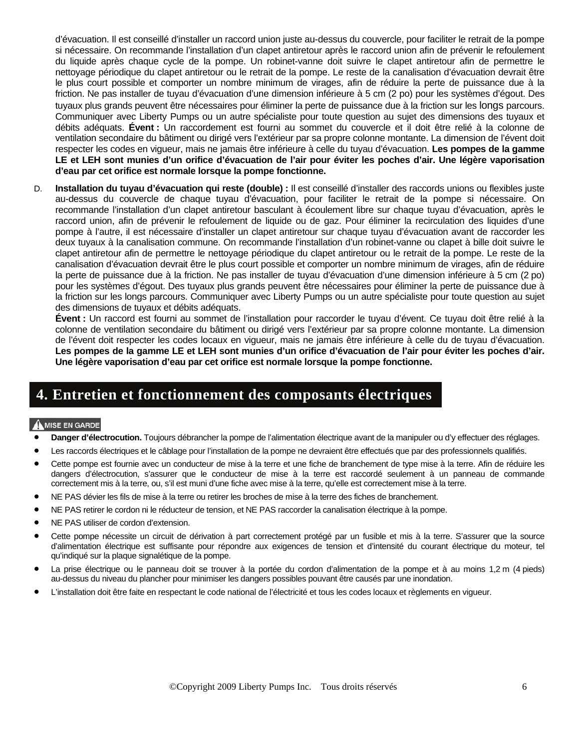d'évacuation. Il est conseillé d'installer un raccord union juste au-dessus du couvercle, pour faciliter le retrait de la pompe si nécessaire. On recommande l'installation d'un clapet antiretour après le raccord union afin de prévenir le refoulement du liquide après chaque cycle de la pompe. Un robinet-vanne doit suivre le clapet antiretour afin de permettre le nettoyage périodique du clapet antiretour ou le retrait de la pompe. Le reste de la canalisation d'évacuation devrait être le plus court possible et comporter un nombre minimum de virages, afin de réduire la perte de puissance due à la friction. Ne pas installer de tuyau d'évacuation d'une dimension inférieure à 5 cm (2 po) pour les systèmes d'égout. Des tuyaux plus grands peuvent être nécessaires pour éliminer la perte de puissance due à la friction sur les longs parcours. Communiquer avec Liberty Pumps ou un autre spécialiste pour toute question au sujet des dimensions des tuyaux et débits adéquats. **Évent :** Un raccordement est fourni au sommet du couvercle et il doit être relié à la colonne de ventilation secondaire du bâtiment ou dirigé vers l'extérieur par sa propre colonne montante. La dimension de l'évent doit respecter les codes en vigueur, mais ne jamais être inférieure à celle du tuyau d'évacuation. **Les pompes de la gamme LE et LEH sont munies d'un orifice d'évacuation de l'air pour éviter les poches d'air. Une légère vaporisation d'eau par cet orifice est normale lorsque la pompe fonctionne.**

D. **Installation du tuyau d'évacuation qui reste (double) :** Il est conseillé d'installer des raccords unions ou flexibles juste au-dessus du couvercle de chaque tuyau d'évacuation, pour faciliter le retrait de la pompe si nécessaire. On recommande l'installation d'un clapet antiretour basculant à écoulement libre sur chaque tuyau d'évacuation, après le raccord union, afin de prévenir le refoulement de liquide ou de gaz. Pour éliminer la recirculation des liquides d'une pompe à l'autre, il est nécessaire d'installer un clapet antiretour sur chaque tuyau d'évacuation avant de raccorder les deux tuyaux à la canalisation commune. On recommande l'installation d'un robinet-vanne ou clapet à bille doit suivre le clapet antiretour afin de permettre le nettoyage périodique du clapet antiretour ou le retrait de la pompe. Le reste de la canalisation d'évacuation devrait être le plus court possible et comporter un nombre minimum de virages, afin de réduire la perte de puissance due à la friction. Ne pas installer de tuyau d'évacuation d'une dimension inférieure à 5 cm (2 po) pour les systèmes d'égout. Des tuyaux plus grands peuvent être nécessaires pour éliminer la perte de puissance due à la friction sur les longs parcours. Communiquer avec Liberty Pumps ou un autre spécialiste pour toute question au sujet des dimensions de tuyaux et débits adéquats.
**Évent :** Un raccord est fourni au sommet de l'installation pour raccorder le tuyau d'évent. Ce tuyau doit être relié à la colonne de ventilation secondaire du bâtiment ou dirigé vers l'extérieur par sa propre colonne montante. La dimension de l'évent doit respecter les codes locaux en vigueur, mais ne jamais être inférieure à celle du de tuyau d'évacuation. **Les pompes de la gamme LE et LEH sont munies d'un orifice d'évacuation de l'air pour éviter les poches d'air. Une légère vaporisation d'eau par cet orifice est normale lorsque la pompe fonctionne.**

## 4. Entretien et fonctionnement des composants électriques

**⚠ MISE EN GARDE**

- **Danger d'électrocution.** Toujours débrancher la pompe de l'alimentation électrique avant de la manipuler ou d'y effectuer des réglages.
- Les raccords électriques et le câblage pour l'installation de la pompe ne devraient être effectués que par des professionnels qualifiés.
- Cette pompe est fournie avec un conducteur de mise à la terre et une fiche de branchement de type mise à la terre. Afin de réduire les dangers d'électrocution, s'assurer que le conducteur de mise à la terre est raccordé seulement à un panneau de commande correctement mis à la terre, ou, s'il est muni d'une fiche avec mise à la terre, qu'elle est correctement mise à la terre.
- NE PAS dévier les fils de mise à la terre ou retirer les broches de mise à la terre des fiches de branchement.
- NE PAS retirer le cordon ni le réducteur de tension, et NE PAS raccorder la canalisation électrique à la pompe.
- NE PAS utiliser de cordon d'extension.
- Cette pompe nécessite un circuit de dérivation à part correctement protégé par un fusible et mis à la terre. S'assurer que la source d'alimentation électrique est suffisante pour répondre aux exigences de tension et d'intensité du courant électrique du moteur, tel qu'indiqué sur la plaque signalétique de la pompe.
- La prise électrique ou le panneau doit se trouver à la portée du cordon d'alimentation de la pompe et à au moins 1,2 m (4 pieds) au-dessus du niveau du plancher pour minimiser les dangers possibles pouvant être causés par une inondation.
- L'installation doit être faite en respectant le code national de l'électricité et tous les codes locaux et règlements en vigueur.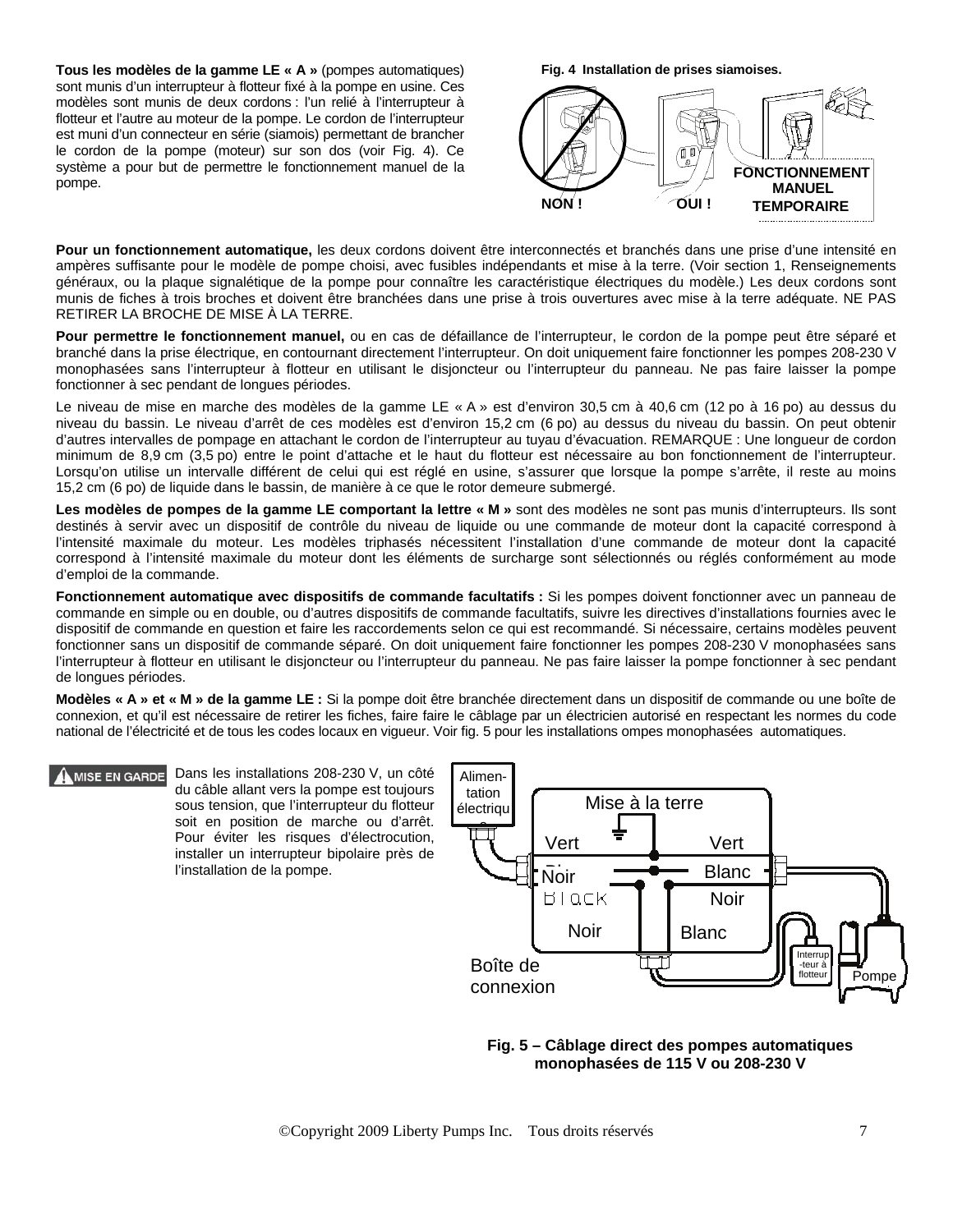**Tous les modèles de la gamme LE « A »** (pompes automatiques) sont munis d'un interrupteur à flotteur fixé à la pompe en usine. Ces modèles sont munis de deux cordons : l'un relié à l'interrupteur à flotteur et l'autre au moteur de la pompe. Le cordon de l'interrupteur est muni d'un connecteur en série (siamois) permettant de brancher le cordon de la pompe (moteur) sur son dos (voir Fig. 4). Ce système a pour but de permettre le fonctionnement manuel de la pompe.

**Fig. 4 Installation de prises siamoises.**

NON ! OUI ! FONCTIONNEMENT MANUEL TEMPORAIRE

**Pour un fonctionnement automatique,** les deux cordons doivent être interconnectés et branchés dans une prise d'une intensité en ampères suffisante pour le modèle de pompe choisi, avec fusibles indépendants et mise à la terre. (Voir section 1, Renseignements généraux, ou la plaque signalétique de la pompe pour connaître les caractéristique électriques du modèle.) Les deux cordons sont munis de fiches à trois broches et doivent être branchées dans une prise à trois ouvertures avec mise à la terre adéquate. NE PAS RETIRER LA BROCHE DE MISE À LA TERRE.

**Pour permettre le fonctionnement manuel,** ou en cas de défaillance de l'interrupteur, le cordon de la pompe peut être séparé et branché dans la prise électrique, en contournant directement l'interrupteur. On doit uniquement faire fonctionner les pompes 208-230 V monophasées sans l'interrupteur à flotteur en utilisant le disjoncteur ou l'interrupteur du panneau. Ne pas faire laisser la pompe fonctionner à sec pendant de longues périodes.

Le niveau de mise en marche des modèles de la gamme LE « A » est d'environ 30,5 cm à 40,6 cm (12 po à 16 po) au dessus du niveau du bassin. Le niveau d'arrêt de ces modèles est d'environ 15,2 cm (6 po) au dessus du niveau du bassin. On peut obtenir d'autres intervalles de pompage en attachant le cordon de l'interrupteur au tuyau d'évacuation. REMARQUE : Une longueur de cordon minimum de 8,9 cm (3,5 po) entre le point d'attache et le haut du flotteur est nécessaire au bon fonctionnement de l'interrupteur. Lorsqu'on utilise un intervalle différent de celui qui est réglé en usine, s'assurer que lorsque la pompe s'arrête, il reste au moins 15,2 cm (6 po) de liquide dans le bassin, de manière à ce que le rotor demeure submergé.

**Les modèles de pompes de la gamme LE comportant la lettre « M »** sont des modèles ne sont pas munis d'interrupteurs. Ils sont destinés à servir avec un dispositif de contrôle du niveau de liquide ou une commande de moteur dont la capacité correspond à l'intensité maximale du moteur. Les modèles triphasés nécessitent l'installation d'une commande de moteur dont la capacité correspond à l'intensité maximale du moteur dont les éléments de surcharge sont sélectionnés ou réglés conformément au mode d'emploi de la commande.

**Fonctionnement automatique avec dispositifs de commande facultatifs :** Si les pompes doivent fonctionner avec un panneau de commande en simple ou en double, ou d'autres dispositifs de commande facultatifs, suivre les directives d'installations fournies avec le dispositif de commande en question et faire les raccordements selon ce qui est recommandé. Si nécessaire, certains modèles peuvent fonctionner sans un dispositif de commande séparé. On doit uniquement faire fonctionner les pompes 208-230 V monophasées sans l'interrupteur à flotteur en utilisant le disjoncteur ou l'interrupteur du panneau. Ne pas faire laisser la pompe fonctionner à sec pendant de longues périodes.

**Modèles « A » et « M » de la gamme LE :** Si la pompe doit être branchée directement dans un dispositif de commande ou une boîte de connexion, et qu'il est nécessaire de retirer les fiches, faire faire le câblage par un électricien autorisé en respectant les normes du code national de l'électricité et de tous les codes locaux en vigueur. Voir fig. 5 pour les installations ompes monophasées automatiques.

**MISE EN GARDE** Dans les installations 208-230 V, un côté du câble allant vers la pompe est toujours sous tension, que l'interrupteur du flotteur soit en position de marche ou d'arrêt. Pour éviter les risques d'électrocution, installer un interrupteur bipolaire près de l'installation de la pompe.

Alimentation électrique — Mise à la terre — Vert — Vert — Noir — Blanc — Black — Noir — Noir — Blanc — Boîte de connexion — Interrupteur à flotteur — Pompe

**Fig. 5 – Câblage direct des pompes automatiques monophasées de 115 V ou 208-230 V**

©Copyright 2009 Liberty Pumps Inc. Tous droits réservés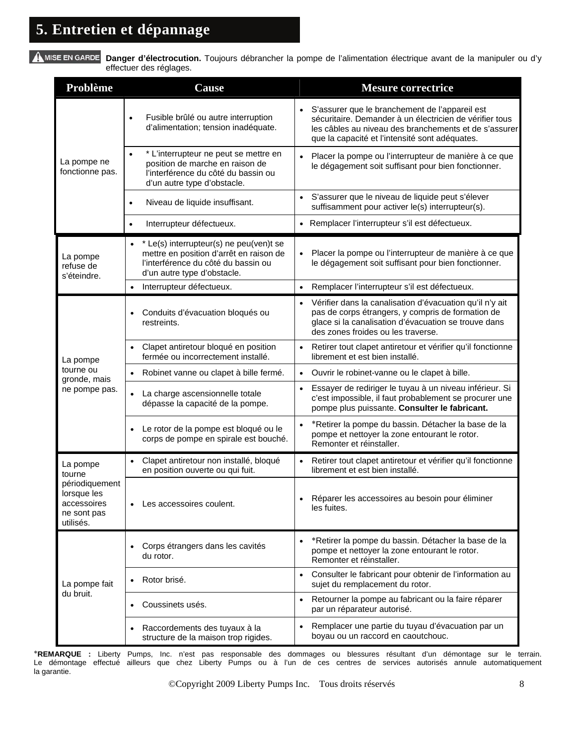## 5. Entretien et dépannage

**MISE EN GARDE** **Danger d'électrocution.** Toujours débrancher la pompe de l'alimentation électrique avant de la manipuler ou d'y effectuer des réglages.

| Problème | Cause | Mesure correctrice |
|---|---|---|
| La pompe ne fonctionne pas. | • Fusible brûlé ou autre interruption d'alimentation; tension inadéquate. | • S'assurer que le branchement de l'appareil est sécuritaire. Demander à un électricien de vérifier tous les câbles au niveau des branchements et de s'assurer que la capacité et l'intensité sont adéquates. |
| | • * L'interrupteur ne peut se mettre en position de marche en raison de l'interférence du côté du bassin ou d'un autre type d'obstacle. | • Placer la pompe ou l'interrupteur de manière à ce que le dégagement soit suffisant pour bien fonctionner. |
| | • Niveau de liquide insuffisant. | • S'assurer que le niveau de liquide peut s'élever suffisamment pour activer le(s) interrupteur(s). |
| | • Interrupteur défectueux. | • Remplacer l'interrupteur s'il est défectueux. |
| La pompe refuse de s'éteindre. | • * Le(s) interrupteur(s) ne peu(ven)t se mettre en position d'arrêt en raison de l'interférence du côté du bassin ou d'un autre type d'obstacle. | • Placer la pompe ou l'interrupteur de manière à ce que le dégagement soit suffisant pour bien fonctionner. |
| | • Interrupteur défectueux. | • Remplacer l'interrupteur s'il est défectueux. |
| La pompe tourne ou gronde, mais ne pompe pas. | • Conduits d'évacuation bloqués ou restreints. | • Vérifier dans la canalisation d'évacuation qu'il n'y ait pas de corps étrangers, y compris de formation de glace si la canalisation d'évacuation se trouve dans des zones froides ou les traverse. |
| | • Clapet antiretour bloqué en position fermée ou incorrectement installé. | • Retirer tout clapet antiretour et vérifier qu'il fonctionne librement et est bien installé. |
| | • Robinet vanne ou clapet à bille fermé. | • Ouvrir le robinet-vanne ou le clapet à bille. |
| | • La charge ascensionnelle totale dépasse la capacité de la pompe. | • Essayer de rediriger le tuyau à un niveau inférieur. Si c'est impossible, il faut probablement se procurer une pompe plus puissante. **Consulter le fabricant.** |
| | • Le rotor de la pompe est bloqué ou le corps de pompe en spirale est bouché. | • *Retirer la pompe du bassin. Détacher la base de la pompe et nettoyer la zone entourant le rotor. Remonter et réinstaller. |
| La pompe tourne périodiquement lorsque les accessoires ne sont pas utilisés. | • Clapet antiretour non installé, bloqué en position ouverte ou qui fuit. | • Retirer tout clapet antiretour et vérifier qu'il fonctionne librement et est bien installé. |
| | • Les accessoires coulent. | • Réparer les accessoires au besoin pour éliminer les fuites. |
| La pompe fait du bruit. | • Corps étrangers dans les cavités du rotor. | • *Retirer la pompe du bassin. Détacher la base de la pompe et nettoyer la zone entourant le rotor. Remonter et réinstaller. |
| | • Rotor brisé. | • Consulter le fabricant pour obtenir de l'information au sujet du remplacement du rotor. |
| | • Coussinets usés. | • Retourner la pompe au fabricant ou la faire réparer par un réparateur autorisé. |
| | • Raccordements des tuyaux à la structure de la maison trop rigides. | • Remplacer une partie du tuyau d'évacuation par un boyau ou un raccord en caoutchouc. |

***REMARQUE :** Liberty Pumps, Inc. n'est pas responsable des dommages ou blessures résultant d'un démontage sur le terrain. Le démontage effectué ailleurs que chez Liberty Pumps ou à l'un de ces centres de services autorisés annule automatiquement la garantie.

©Copyright 2009 Liberty Pumps Inc. Tous droits réservés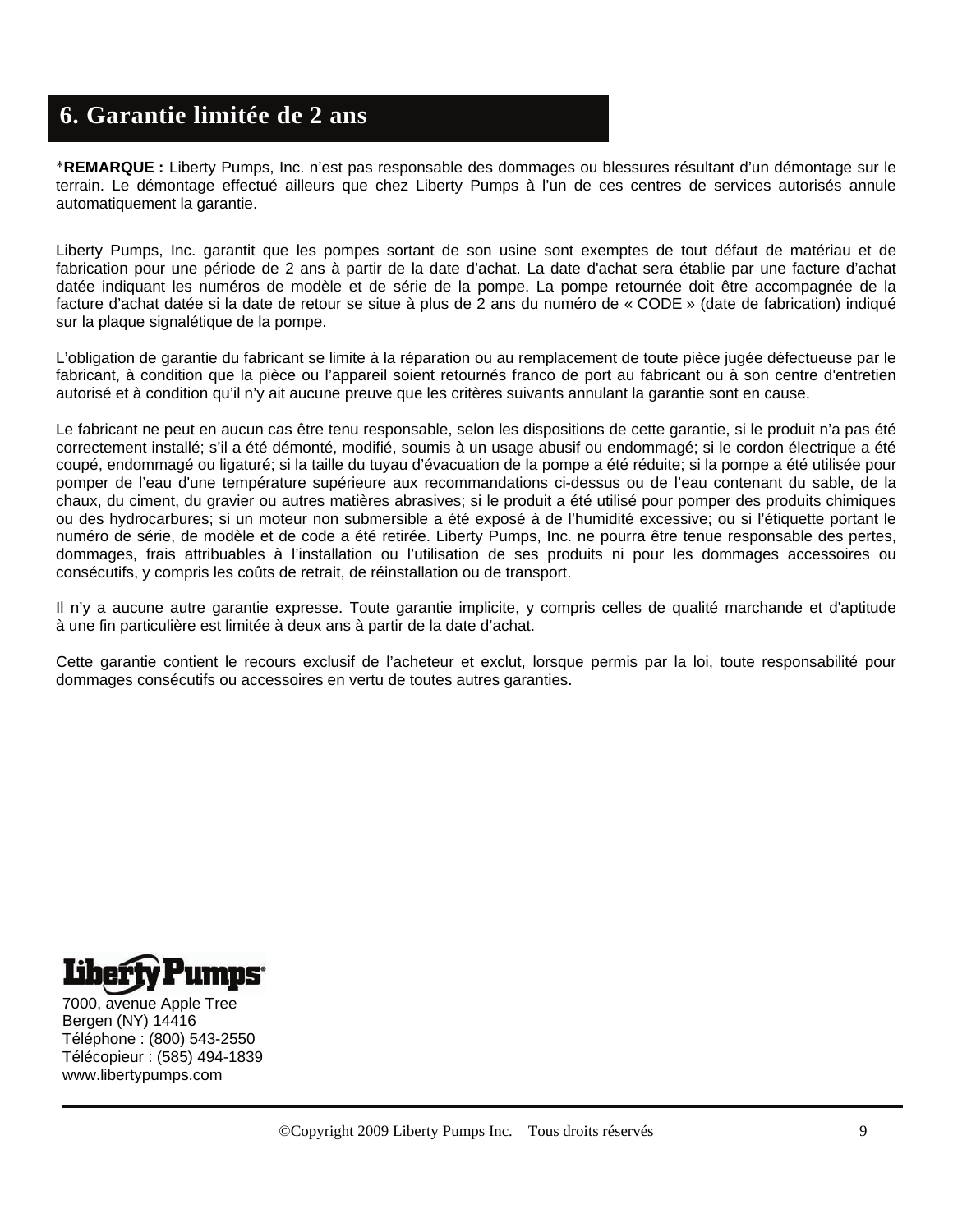## 6. Garantie limitée de 2 ans

*__REMARQUE :__ Liberty Pumps, Inc. n'est pas responsable des dommages ou blessures résultant d'un démontage sur le terrain. Le démontage effectué ailleurs que chez Liberty Pumps à l'un de ces centres de services autorisés annule automatiquement la garantie.

Liberty Pumps, Inc. garantit que les pompes sortant de son usine sont exemptes de tout défaut de matériau et de fabrication pour une période de 2 ans à partir de la date d'achat. La date d'achat sera établie par une facture d'achat datée indiquant les numéros de modèle et de série de la pompe. La pompe retournée doit être accompagnée de la facture d'achat datée si la date de retour se situe à plus de 2 ans du numéro de « CODE » (date de fabrication) indiqué sur la plaque signalétique de la pompe.

L'obligation de garantie du fabricant se limite à la réparation ou au remplacement de toute pièce jugée défectueuse par le fabricant, à condition que la pièce ou l'appareil soient retournés franco de port au fabricant ou à son centre d'entretien autorisé et à condition qu'il n'y ait aucune preuve que les critères suivants annulant la garantie sont en cause.

Le fabricant ne peut en aucun cas être tenu responsable, selon les dispositions de cette garantie, si le produit n'a pas été correctement installé; s'il a été démonté, modifié, soumis à un usage abusif ou endommagé; si le cordon électrique a été coupé, endommagé ou ligaturé; si la taille du tuyau d'évacuation de la pompe a été réduite; si la pompe a été utilisée pour pomper de l'eau d'une température supérieure aux recommandations ci-dessus ou de l'eau contenant du sable, de la chaux, du ciment, du gravier ou autres matières abrasives; si le produit a été utilisé pour pomper des produits chimiques ou des hydrocarbures; si un moteur non submersible a été exposé à de l'humidité excessive; ou si l'étiquette portant le numéro de série, de modèle et de code a été retirée. Liberty Pumps, Inc. ne pourra être tenue responsable des pertes, dommages, frais attribuables à l'installation ou l'utilisation de ses produits ni pour les dommages accessoires ou consécutifs, y compris les coûts de retrait, de réinstallation ou de transport.

Il n'y a aucune autre garantie expresse. Toute garantie implicite, y compris celles de qualité marchande et d'aptitude à une fin particulière est limitée à deux ans à partir de la date d'achat.

Cette garantie contient le recours exclusif de l'acheteur et exclut, lorsque permis par la loi, toute responsabilité pour dommages consécutifs ou accessoires en vertu de toutes autres garanties.

Liberty Pumps®

7000, avenue Apple Tree
Bergen (NY) 14416
Téléphone : (800) 543-2550
Télécopieur : (585) 494-1839
www.libertypumps.com

©Copyright 2009 Liberty Pumps Inc. Tous droits réservés